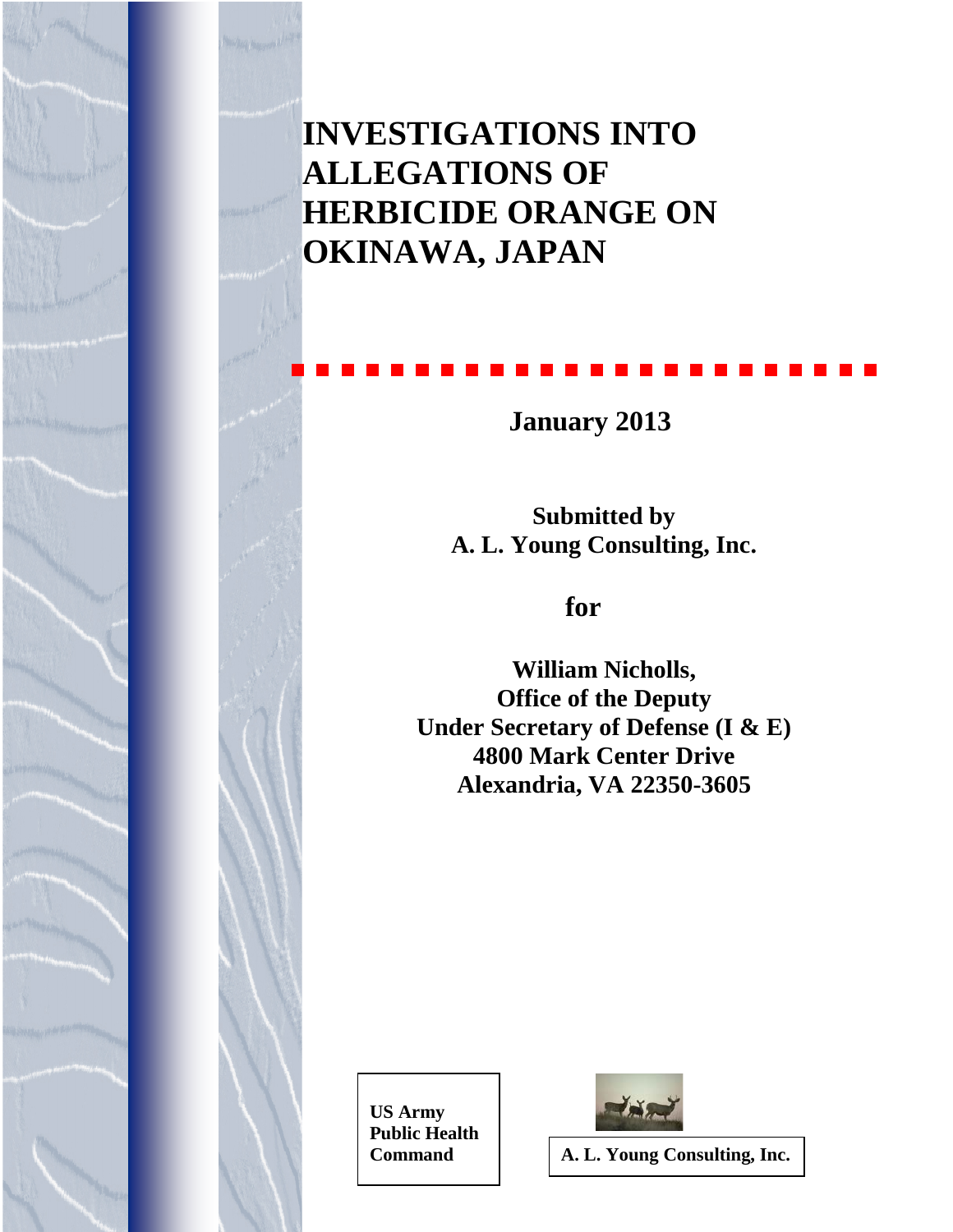# INVESTIGATIONS INTO ALLEGATIONS OF HERBICIDE ORANGE ON OKINAWA, JAPAN

**January 2013**

**Submitted by**
**A. L. Young Consulting, Inc.**

**for**

**William Nicholls,**
**Office of the Deputy**
**Under Secretary of Defense (I & E)**
**4800 Mark Center Drive**
**Alexandria, VA 22350-3605**

**US Army Public Health Command**

**A. L. Young Consulting, Inc.**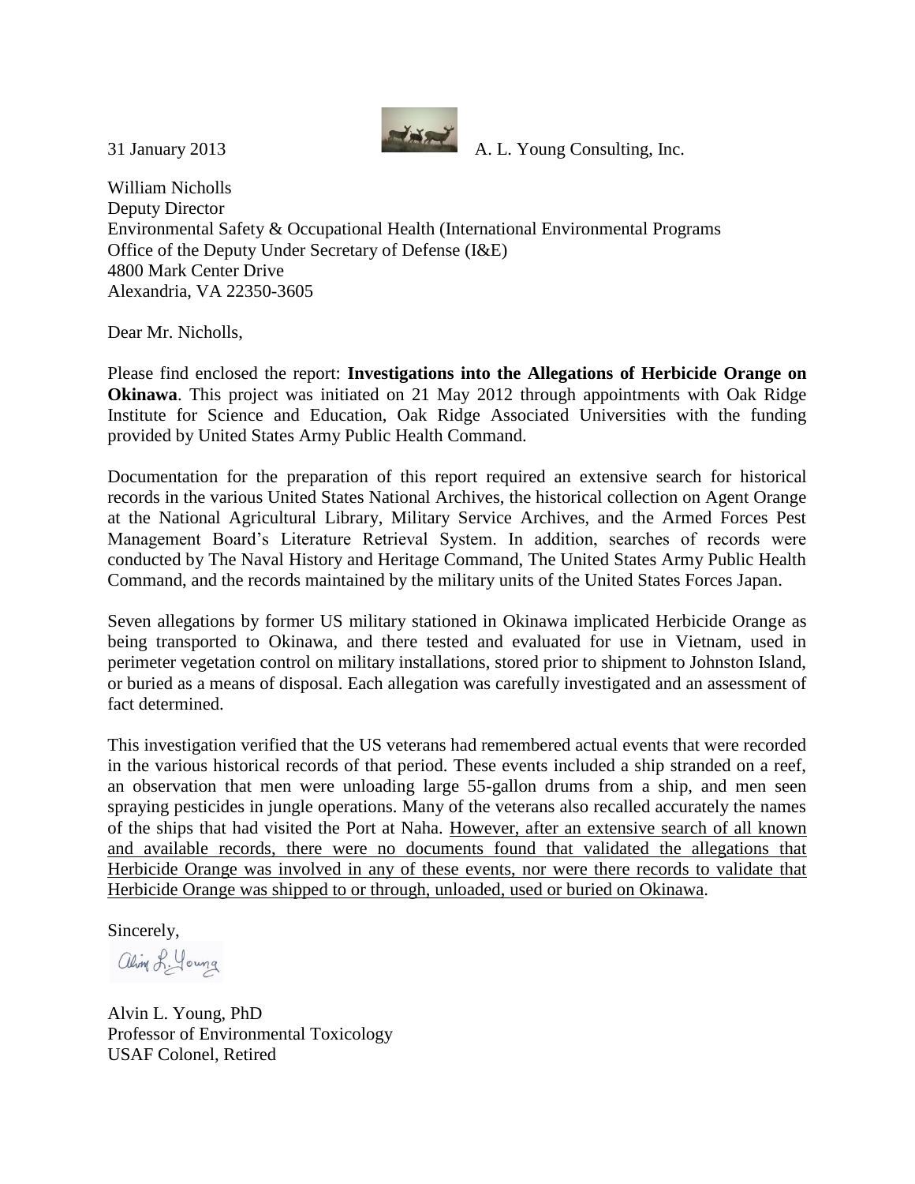31 January 2013 A. L. Young Consulting, Inc.

William Nicholls
Deputy Director
Environmental Safety & Occupational Health (International Environmental Programs
Office of the Deputy Under Secretary of Defense (I&E)
4800 Mark Center Drive
Alexandria, VA 22350-3605

Dear Mr. Nicholls,

Please find enclosed the report: **Investigations into the Allegations of Herbicide Orange on Okinawa**. This project was initiated on 21 May 2012 through appointments with Oak Ridge Institute for Science and Education, Oak Ridge Associated Universities with the funding provided by United States Army Public Health Command.

Documentation for the preparation of this report required an extensive search for historical records in the various United States National Archives, the historical collection on Agent Orange at the National Agricultural Library, Military Service Archives, and the Armed Forces Pest Management Board's Literature Retrieval System. In addition, searches of records were conducted by The Naval History and Heritage Command, The United States Army Public Health Command, and the records maintained by the military units of the United States Forces Japan.

Seven allegations by former US military stationed in Okinawa implicated Herbicide Orange as being transported to Okinawa, and there tested and evaluated for use in Vietnam, used in perimeter vegetation control on military installations, stored prior to shipment to Johnston Island, or buried as a means of disposal. Each allegation was carefully investigated and an assessment of fact determined.

This investigation verified that the US veterans had remembered actual events that were recorded in the various historical records of that period. These events included a ship stranded on a reef, an observation that men were unloading large 55-gallon drums from a ship, and men seen spraying pesticides in jungle operations. Many of the veterans also recalled accurately the names of the ships that had visited the Port at Naha. <u>However, after an extensive search of all known and available records, there were no documents found that validated the allegations that Herbicide Orange was involved in any of these events, nor were there records to validate that Herbicide Orange was shipped to or through, unloaded, used or buried on Okinawa</u>.

Sincerely,

Alvin L. Young

Alvin L. Young, PhD
Professor of Environmental Toxicology
USAF Colonel, Retired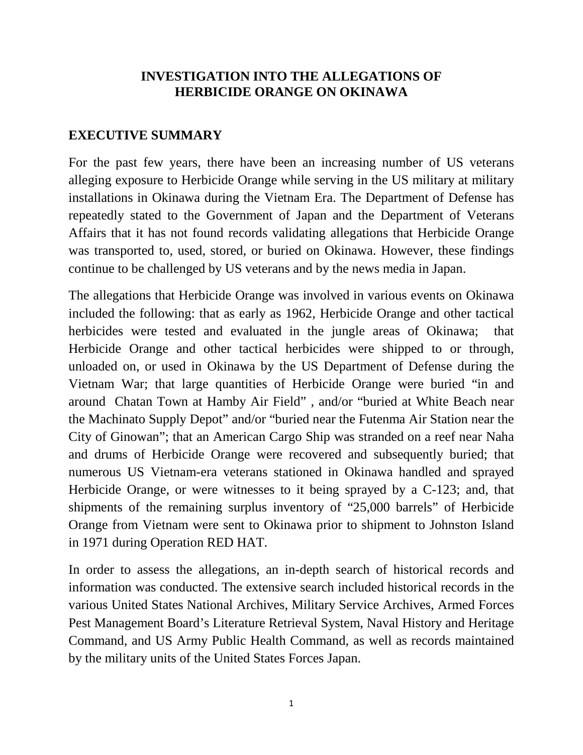# INVESTIGATION INTO THE ALLEGATIONS OF HERBICIDE ORANGE ON OKINAWA

## EXECUTIVE SUMMARY

For the past few years, there have been an increasing number of US veterans alleging exposure to Herbicide Orange while serving in the US military at military installations in Okinawa during the Vietnam Era. The Department of Defense has repeatedly stated to the Government of Japan and the Department of Veterans Affairs that it has not found records validating allegations that Herbicide Orange was transported to, used, stored, or buried on Okinawa. However, these findings continue to be challenged by US veterans and by the news media in Japan.

The allegations that Herbicide Orange was involved in various events on Okinawa included the following: that as early as 1962, Herbicide Orange and other tactical herbicides were tested and evaluated in the jungle areas of Okinawa; that Herbicide Orange and other tactical herbicides were shipped to or through, unloaded on, or used in Okinawa by the US Department of Defense during the Vietnam War; that large quantities of Herbicide Orange were buried "in and around Chatan Town at Hamby Air Field" , and/or "buried at White Beach near the Machinato Supply Depot" and/or "buried near the Futenma Air Station near the City of Ginowan"; that an American Cargo Ship was stranded on a reef near Naha and drums of Herbicide Orange were recovered and subsequently buried; that numerous US Vietnam-era veterans stationed in Okinawa handled and sprayed Herbicide Orange, or were witnesses to it being sprayed by a C-123; and, that shipments of the remaining surplus inventory of "25,000 barrels" of Herbicide Orange from Vietnam were sent to Okinawa prior to shipment to Johnston Island in 1971 during Operation RED HAT.

In order to assess the allegations, an in-depth search of historical records and information was conducted. The extensive search included historical records in the various United States National Archives, Military Service Archives, Armed Forces Pest Management Board's Literature Retrieval System, Naval History and Heritage Command, and US Army Public Health Command, as well as records maintained by the military units of the United States Forces Japan.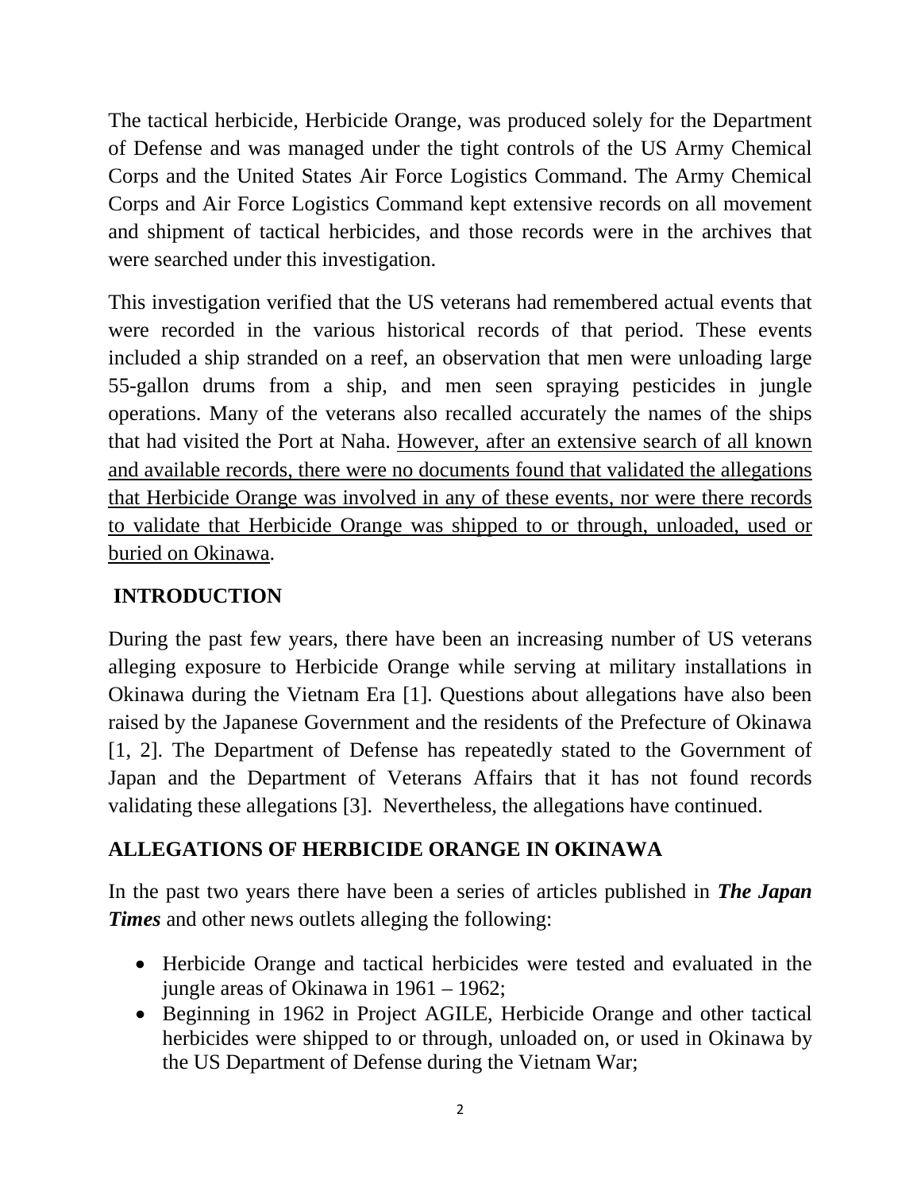The tactical herbicide, Herbicide Orange, was produced solely for the Department of Defense and was managed under the tight controls of the US Army Chemical Corps and the United States Air Force Logistics Command. The Army Chemical Corps and Air Force Logistics Command kept extensive records on all movement and shipment of tactical herbicides, and those records were in the archives that were searched under this investigation.

This investigation verified that the US veterans had remembered actual events that were recorded in the various historical records of that period. These events included a ship stranded on a reef, an observation that men were unloading large 55-gallon drums from a ship, and men seen spraying pesticides in jungle operations. Many of the veterans also recalled accurately the names of the ships that had visited the Port at Naha. <u>However, after an extensive search of all known and available records, there were no documents found that validated the allegations that Herbicide Orange was involved in any of these events, nor were there records to validate that Herbicide Orange was shipped to or through, unloaded, used or buried on Okinawa</u>.

## INTRODUCTION

During the past few years, there have been an increasing number of US veterans alleging exposure to Herbicide Orange while serving at military installations in Okinawa during the Vietnam Era [1]. Questions about allegations have also been raised by the Japanese Government and the residents of the Prefecture of Okinawa [1, 2]. The Department of Defense has repeatedly stated to the Government of Japan and the Department of Veterans Affairs that it has not found records validating these allegations [3]. Nevertheless, the allegations have continued.

## ALLEGATIONS OF HERBICIDE ORANGE IN OKINAWA

In the past two years there have been a series of articles published in ***The Japan Times*** and other news outlets alleging the following:

- Herbicide Orange and tactical herbicides were tested and evaluated in the jungle areas of Okinawa in 1961 – 1962;
- Beginning in 1962 in Project AGILE, Herbicide Orange and other tactical herbicides were shipped to or through, unloaded on, or used in Okinawa by the US Department of Defense during the Vietnam War;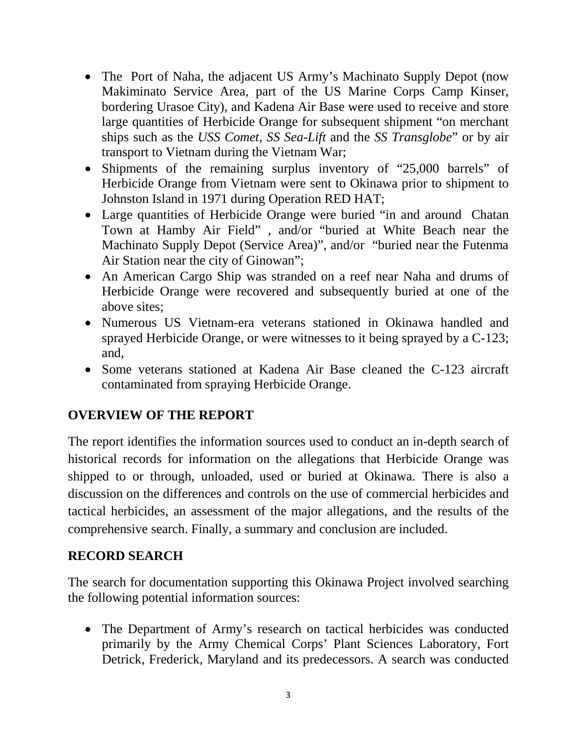- The  Port of Naha, the adjacent US Army's Machinato Supply Depot (now Makiminato Service Area, part of the US Marine Corps Camp Kinser, bordering Urasoe City), and Kadena Air Base were used to receive and store large quantities of Herbicide Orange for subsequent shipment "on merchant ships such as the *USS Comet*, *SS Sea-Lift* and the *SS Transglobe*" or by air transport to Vietnam during the Vietnam War;
- Shipments of the remaining surplus inventory of "25,000 barrels" of Herbicide Orange from Vietnam were sent to Okinawa prior to shipment to Johnston Island in 1971 during Operation RED HAT;
- Large quantities of Herbicide Orange were buried "in and around  Chatan Town at Hamby Air Field" , and/or "buried at White Beach near the Machinato Supply Depot (Service Area)", and/or  "buried near the Futenma Air Station near the city of Ginowan";
- An American Cargo Ship was stranded on a reef near Naha and drums of Herbicide Orange were recovered and subsequently buried at one of the above sites;
- Numerous US Vietnam-era veterans stationed in Okinawa handled and sprayed Herbicide Orange, or were witnesses to it being sprayed by a C-123; and,
- Some veterans stationed at Kadena Air Base cleaned the C-123 aircraft contaminated from spraying Herbicide Orange.

## OVERVIEW OF THE REPORT

The report identifies the information sources used to conduct an in-depth search of historical records for information on the allegations that Herbicide Orange was shipped to or through, unloaded, used or buried at Okinawa. There is also a discussion on the differences and controls on the use of commercial herbicides and tactical herbicides, an assessment of the major allegations, and the results of the comprehensive search. Finally, a summary and conclusion are included.

## RECORD SEARCH

The search for documentation supporting this Okinawa Project involved searching the following potential information sources:

- The Department of Army's research on tactical herbicides was conducted primarily by the Army Chemical Corps' Plant Sciences Laboratory, Fort Detrick, Frederick, Maryland and its predecessors. A search was conducted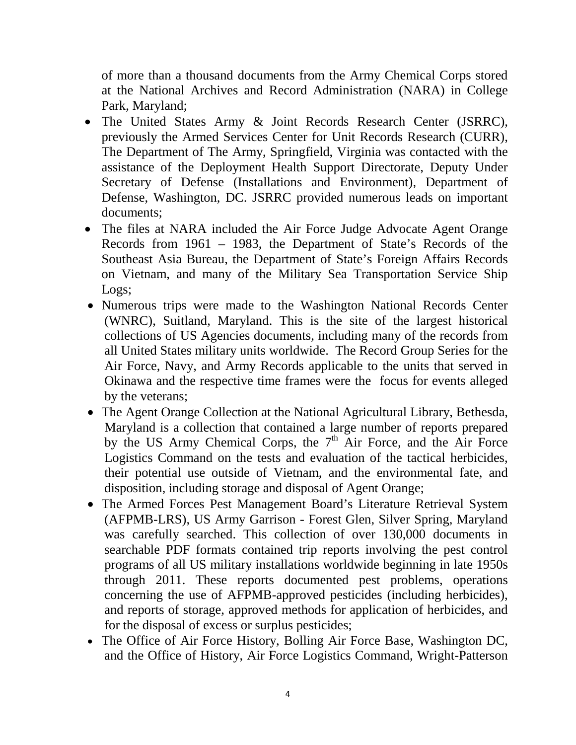of more than a thousand documents from the Army Chemical Corps stored at the National Archives and Record Administration (NARA) in College Park, Maryland;

- The United States Army & Joint Records Research Center (JSRRC), previously the Armed Services Center for Unit Records Research (CURR), The Department of The Army, Springfield, Virginia was contacted with the assistance of the Deployment Health Support Directorate, Deputy Under Secretary of Defense (Installations and Environment), Department of Defense, Washington, DC. JSRRC provided numerous leads on important documents;
- The files at NARA included the Air Force Judge Advocate Agent Orange Records from 1961 – 1983, the Department of State's Records of the Southeast Asia Bureau, the Department of State's Foreign Affairs Records on Vietnam, and many of the Military Sea Transportation Service Ship Logs;
- Numerous trips were made to the Washington National Records Center (WNRC), Suitland, Maryland. This is the site of the largest historical collections of US Agencies documents, including many of the records from all United States military units worldwide. The Record Group Series for the Air Force, Navy, and Army Records applicable to the units that served in Okinawa and the respective time frames were the focus for events alleged by the veterans;
- The Agent Orange Collection at the National Agricultural Library, Bethesda, Maryland is a collection that contained a large number of reports prepared by the US Army Chemical Corps, the 7th Air Force, and the Air Force Logistics Command on the tests and evaluation of the tactical herbicides, their potential use outside of Vietnam, and the environmental fate, and disposition, including storage and disposal of Agent Orange;
- The Armed Forces Pest Management Board's Literature Retrieval System (AFPMB-LRS), US Army Garrison - Forest Glen, Silver Spring, Maryland was carefully searched. This collection of over 130,000 documents in searchable PDF formats contained trip reports involving the pest control programs of all US military installations worldwide beginning in late 1950s through 2011. These reports documented pest problems, operations concerning the use of AFPMB-approved pesticides (including herbicides), and reports of storage, approved methods for application of herbicides, and for the disposal of excess or surplus pesticides;
- The Office of Air Force History, Bolling Air Force Base, Washington DC, and the Office of History, Air Force Logistics Command, Wright-Patterson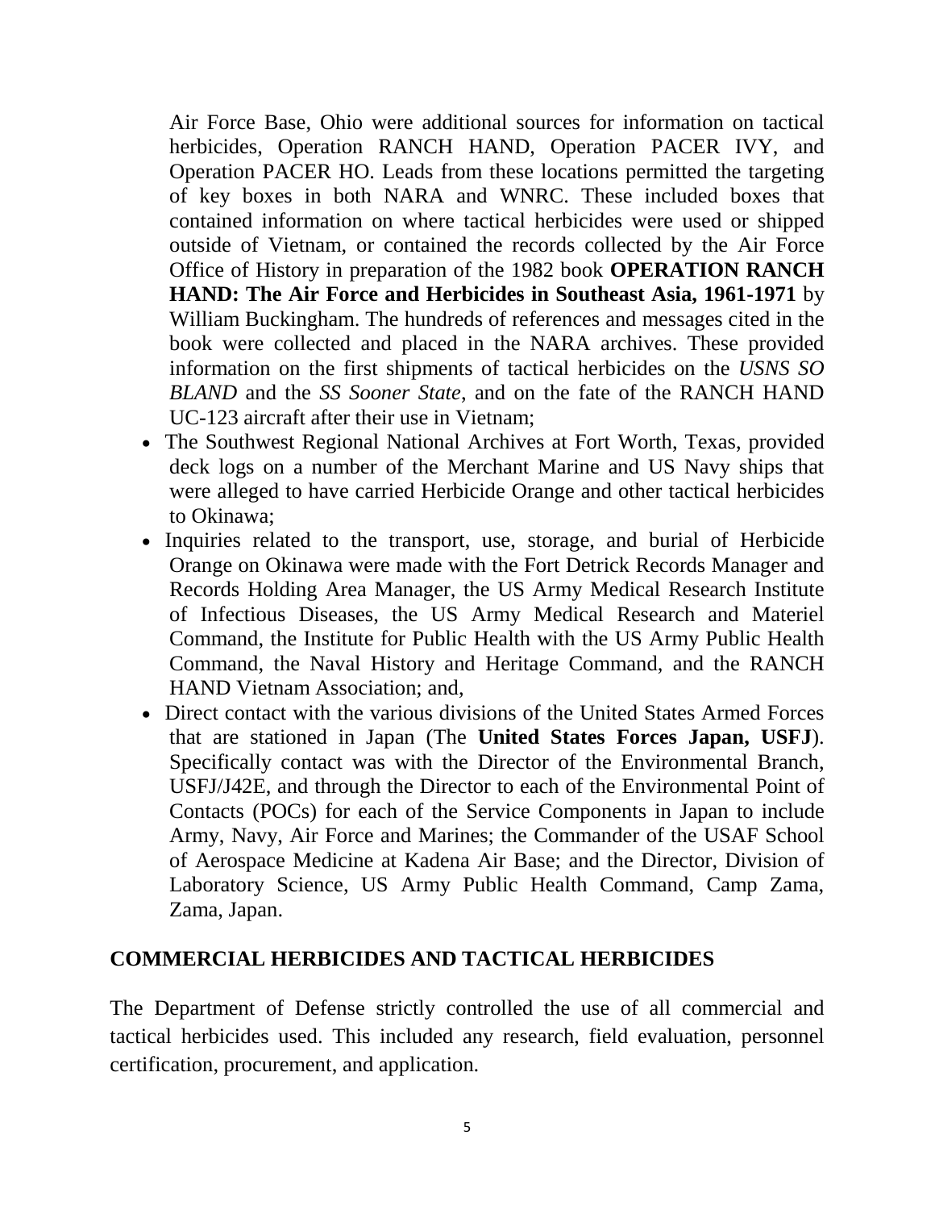Air Force Base, Ohio were additional sources for information on tactical herbicides, Operation RANCH HAND, Operation PACER IVY, and Operation PACER HO. Leads from these locations permitted the targeting of key boxes in both NARA and WNRC. These included boxes that contained information on where tactical herbicides were used or shipped outside of Vietnam, or contained the records collected by the Air Force Office of History in preparation of the 1982 book **OPERATION RANCH HAND: The Air Force and Herbicides in Southeast Asia, 1961-1971** by William Buckingham. The hundreds of references and messages cited in the book were collected and placed in the NARA archives. These provided information on the first shipments of tactical herbicides on the *USNS SO BLAND* and the *SS Sooner State*, and on the fate of the RANCH HAND UC-123 aircraft after their use in Vietnam;

- The Southwest Regional National Archives at Fort Worth, Texas, provided deck logs on a number of the Merchant Marine and US Navy ships that were alleged to have carried Herbicide Orange and other tactical herbicides to Okinawa;
- Inquiries related to the transport, use, storage, and burial of Herbicide Orange on Okinawa were made with the Fort Detrick Records Manager and Records Holding Area Manager, the US Army Medical Research Institute of Infectious Diseases, the US Army Medical Research and Materiel Command, the Institute for Public Health with the US Army Public Health Command, the Naval History and Heritage Command, and the RANCH HAND Vietnam Association; and,
- Direct contact with the various divisions of the United States Armed Forces that are stationed in Japan (The **United States Forces Japan, USFJ**). Specifically contact was with the Director of the Environmental Branch, USFJ/J42E, and through the Director to each of the Environmental Point of Contacts (POCs) for each of the Service Components in Japan to include Army, Navy, Air Force and Marines; the Commander of the USAF School of Aerospace Medicine at Kadena Air Base; and the Director, Division of Laboratory Science, US Army Public Health Command, Camp Zama, Zama, Japan.

## COMMERCIAL HERBICIDES AND TACTICAL HERBICIDES

The Department of Defense strictly controlled the use of all commercial and tactical herbicides used. This included any research, field evaluation, personnel certification, procurement, and application.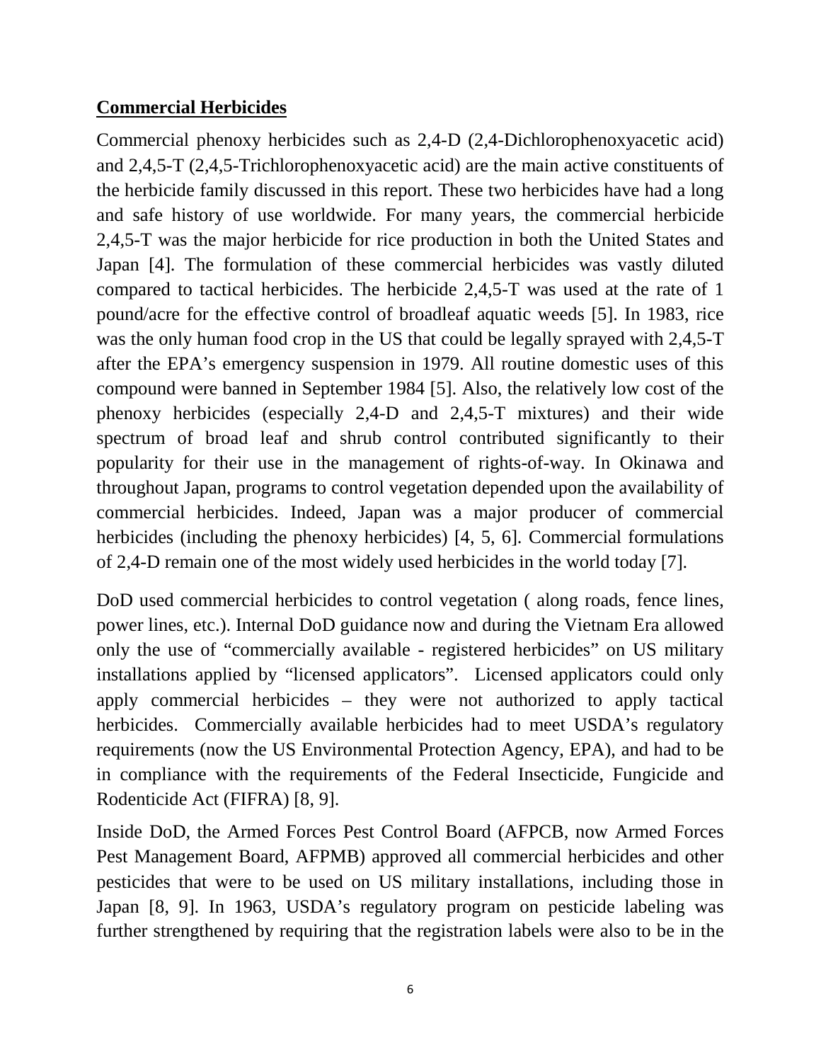## Commercial Herbicides

Commercial phenoxy herbicides such as 2,4-D (2,4-Dichlorophenoxyacetic acid) and 2,4,5-T (2,4,5-Trichlorophenoxyacetic acid) are the main active constituents of the herbicide family discussed in this report. These two herbicides have had a long and safe history of use worldwide. For many years, the commercial herbicide 2,4,5-T was the major herbicide for rice production in both the United States and Japan [4]. The formulation of these commercial herbicides was vastly diluted compared to tactical herbicides. The herbicide 2,4,5-T was used at the rate of 1 pound/acre for the effective control of broadleaf aquatic weeds [5]. In 1983, rice was the only human food crop in the US that could be legally sprayed with 2,4,5-T after the EPA's emergency suspension in 1979. All routine domestic uses of this compound were banned in September 1984 [5]. Also, the relatively low cost of the phenoxy herbicides (especially 2,4-D and 2,4,5-T mixtures) and their wide spectrum of broad leaf and shrub control contributed significantly to their popularity for their use in the management of rights-of-way. In Okinawa and throughout Japan, programs to control vegetation depended upon the availability of commercial herbicides. Indeed, Japan was a major producer of commercial herbicides (including the phenoxy herbicides) [4, 5, 6]. Commercial formulations of 2,4-D remain one of the most widely used herbicides in the world today [7].

DoD used commercial herbicides to control vegetation ( along roads, fence lines, power lines, etc.). Internal DoD guidance now and during the Vietnam Era allowed only the use of "commercially available - registered herbicides" on US military installations applied by "licensed applicators". Licensed applicators could only apply commercial herbicides – they were not authorized to apply tactical herbicides. Commercially available herbicides had to meet USDA's regulatory requirements (now the US Environmental Protection Agency, EPA), and had to be in compliance with the requirements of the Federal Insecticide, Fungicide and Rodenticide Act (FIFRA) [8, 9].

Inside DoD, the Armed Forces Pest Control Board (AFPCB, now Armed Forces Pest Management Board, AFPMB) approved all commercial herbicides and other pesticides that were to be used on US military installations, including those in Japan [8, 9]. In 1963, USDA's regulatory program on pesticide labeling was further strengthened by requiring that the registration labels were also to be in the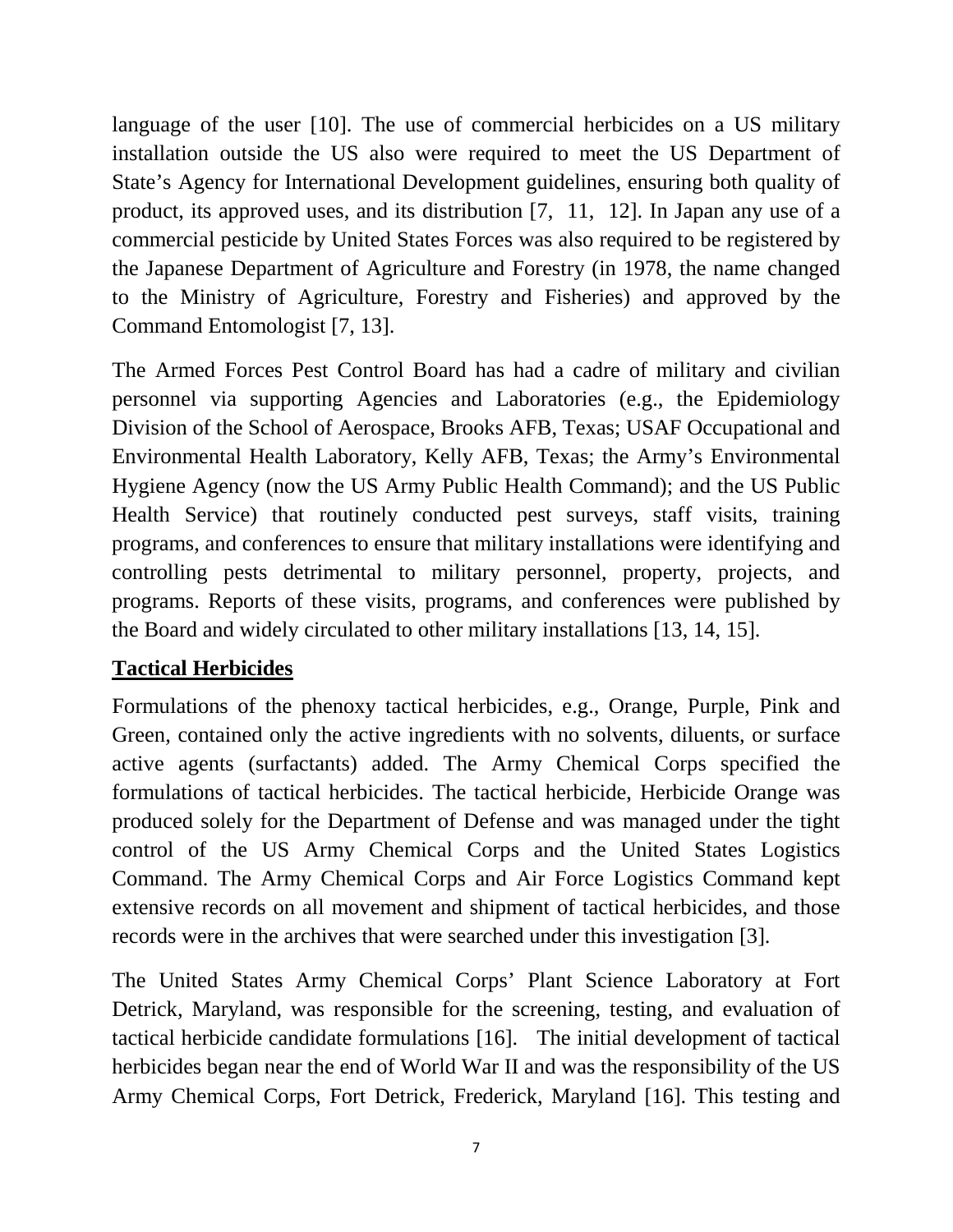language of the user [10]. The use of commercial herbicides on a US military installation outside the US also were required to meet the US Department of State's Agency for International Development guidelines, ensuring both quality of product, its approved uses, and its distribution [7, 11, 12]. In Japan any use of a commercial pesticide by United States Forces was also required to be registered by the Japanese Department of Agriculture and Forestry (in 1978, the name changed to the Ministry of Agriculture, Forestry and Fisheries) and approved by the Command Entomologist [7, 13].

The Armed Forces Pest Control Board has had a cadre of military and civilian personnel via supporting Agencies and Laboratories (e.g., the Epidemiology Division of the School of Aerospace, Brooks AFB, Texas; USAF Occupational and Environmental Health Laboratory, Kelly AFB, Texas; the Army's Environmental Hygiene Agency (now the US Army Public Health Command); and the US Public Health Service) that routinely conducted pest surveys, staff visits, training programs, and conferences to ensure that military installations were identifying and controlling pests detrimental to military personnel, property, projects, and programs. Reports of these visits, programs, and conferences were published by the Board and widely circulated to other military installations [13, 14, 15].

## Tactical Herbicides

Formulations of the phenoxy tactical herbicides, e.g., Orange, Purple, Pink and Green, contained only the active ingredients with no solvents, diluents, or surface active agents (surfactants) added. The Army Chemical Corps specified the formulations of tactical herbicides. The tactical herbicide, Herbicide Orange was produced solely for the Department of Defense and was managed under the tight control of the US Army Chemical Corps and the United States Logistics Command. The Army Chemical Corps and Air Force Logistics Command kept extensive records on all movement and shipment of tactical herbicides, and those records were in the archives that were searched under this investigation [3].

The United States Army Chemical Corps' Plant Science Laboratory at Fort Detrick, Maryland, was responsible for the screening, testing, and evaluation of tactical herbicide candidate formulations [16]. The initial development of tactical herbicides began near the end of World War II and was the responsibility of the US Army Chemical Corps, Fort Detrick, Frederick, Maryland [16]. This testing and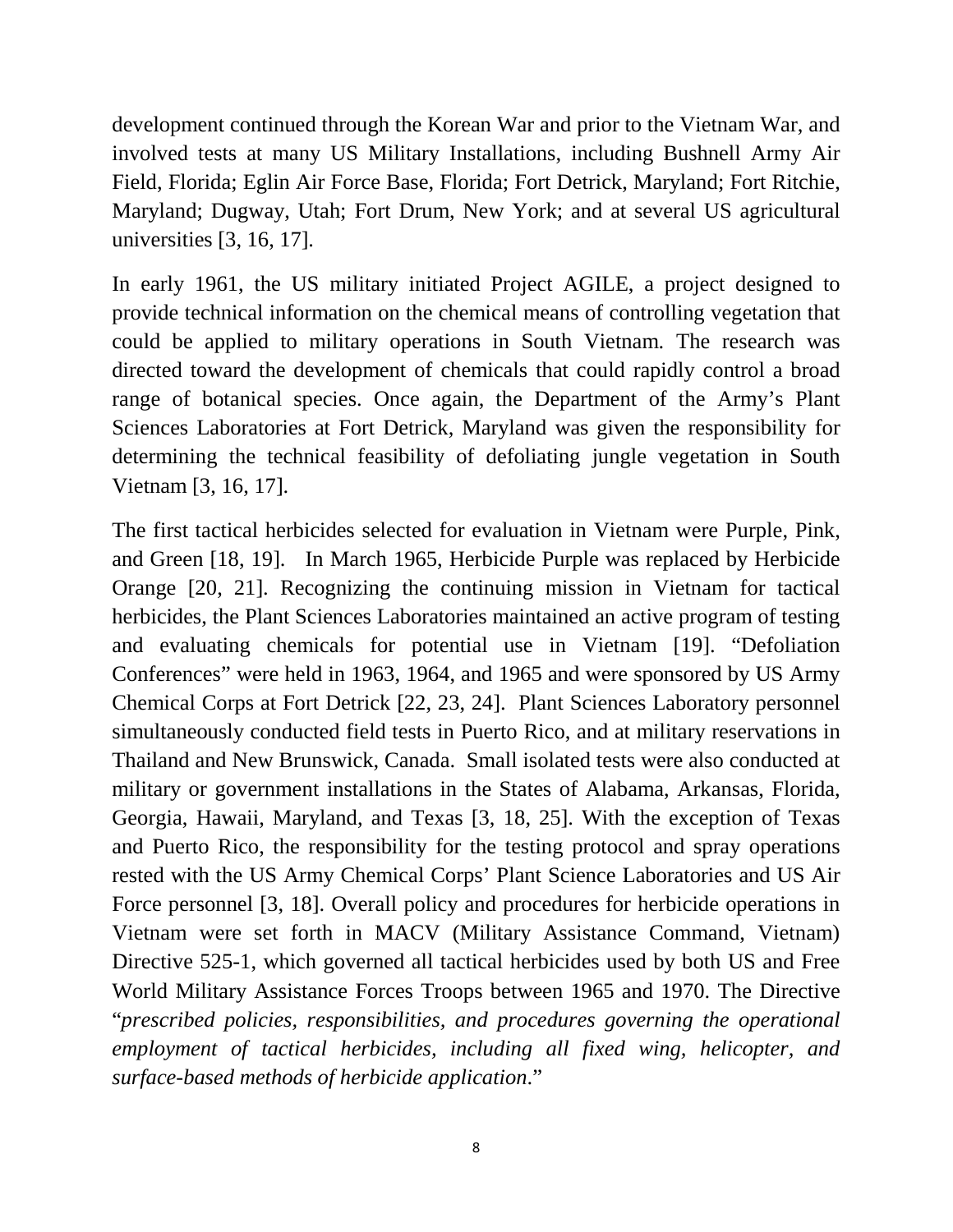development continued through the Korean War and prior to the Vietnam War, and involved tests at many US Military Installations, including Bushnell Army Air Field, Florida; Eglin Air Force Base, Florida; Fort Detrick, Maryland; Fort Ritchie, Maryland; Dugway, Utah; Fort Drum, New York; and at several US agricultural universities [3, 16, 17].

In early 1961, the US military initiated Project AGILE, a project designed to provide technical information on the chemical means of controlling vegetation that could be applied to military operations in South Vietnam. The research was directed toward the development of chemicals that could rapidly control a broad range of botanical species. Once again, the Department of the Army's Plant Sciences Laboratories at Fort Detrick, Maryland was given the responsibility for determining the technical feasibility of defoliating jungle vegetation in South Vietnam [3, 16, 17].

The first tactical herbicides selected for evaluation in Vietnam were Purple, Pink, and Green [18, 19]. In March 1965, Herbicide Purple was replaced by Herbicide Orange [20, 21]. Recognizing the continuing mission in Vietnam for tactical herbicides, the Plant Sciences Laboratories maintained an active program of testing and evaluating chemicals for potential use in Vietnam [19]. "Defoliation Conferences" were held in 1963, 1964, and 1965 and were sponsored by US Army Chemical Corps at Fort Detrick [22, 23, 24]. Plant Sciences Laboratory personnel simultaneously conducted field tests in Puerto Rico, and at military reservations in Thailand and New Brunswick, Canada. Small isolated tests were also conducted at military or government installations in the States of Alabama, Arkansas, Florida, Georgia, Hawaii, Maryland, and Texas [3, 18, 25]. With the exception of Texas and Puerto Rico, the responsibility for the testing protocol and spray operations rested with the US Army Chemical Corps' Plant Science Laboratories and US Air Force personnel [3, 18]. Overall policy and procedures for herbicide operations in Vietnam were set forth in MACV (Military Assistance Command, Vietnam) Directive 525-1, which governed all tactical herbicides used by both US and Free World Military Assistance Forces Troops between 1965 and 1970. The Directive "*prescribed policies, responsibilities, and procedures governing the operational employment of tactical herbicides, including all fixed wing, helicopter, and surface-based methods of herbicide application*."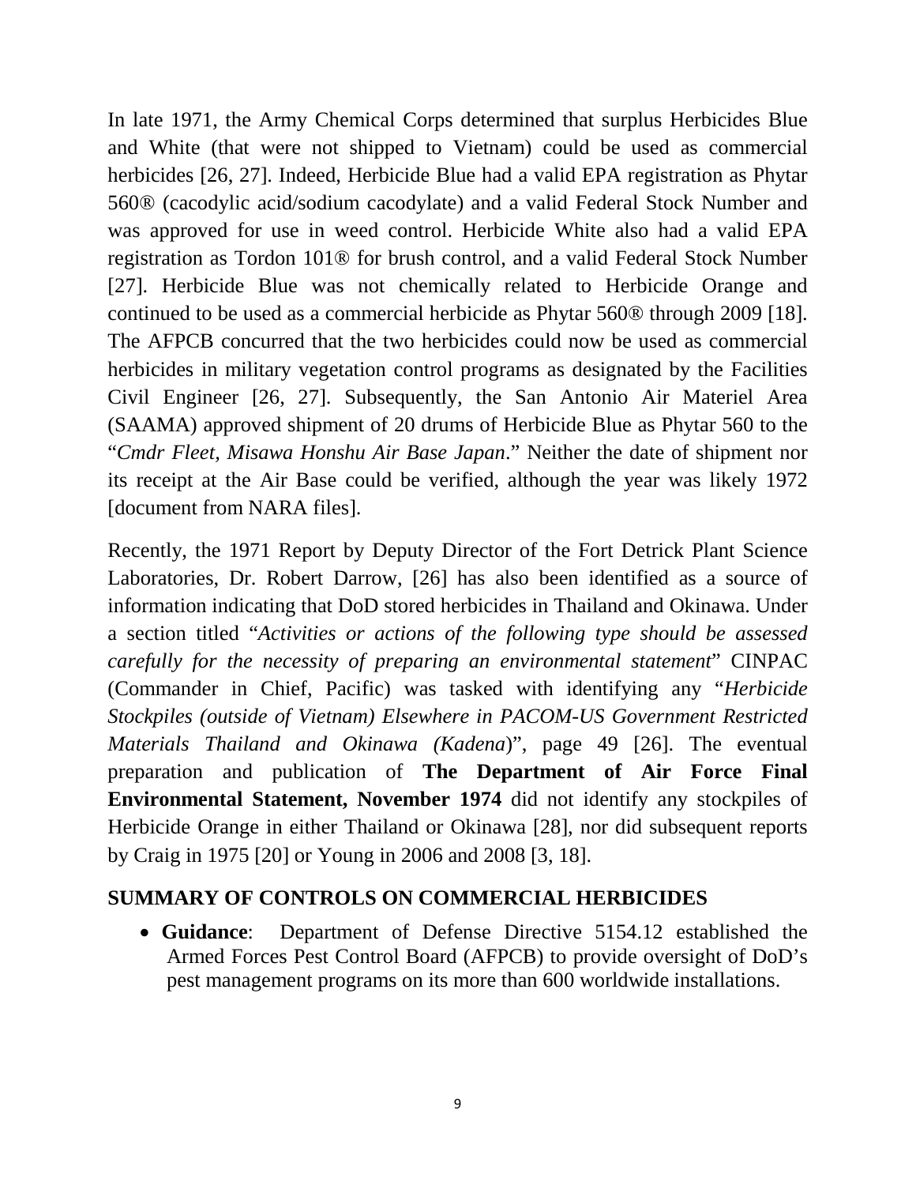In late 1971, the Army Chemical Corps determined that surplus Herbicides Blue and White (that were not shipped to Vietnam) could be used as commercial herbicides [26, 27]. Indeed, Herbicide Blue had a valid EPA registration as Phytar 560® (cacodylic acid/sodium cacodylate) and a valid Federal Stock Number and was approved for use in weed control. Herbicide White also had a valid EPA registration as Tordon 101® for brush control, and a valid Federal Stock Number [27]. Herbicide Blue was not chemically related to Herbicide Orange and continued to be used as a commercial herbicide as Phytar 560® through 2009 [18]. The AFPCB concurred that the two herbicides could now be used as commercial herbicides in military vegetation control programs as designated by the Facilities Civil Engineer [26, 27]. Subsequently, the San Antonio Air Materiel Area (SAAMA) approved shipment of 20 drums of Herbicide Blue as Phytar 560 to the "*Cmdr Fleet, Misawa Honshu Air Base Japan*." Neither the date of shipment nor its receipt at the Air Base could be verified, although the year was likely 1972 [document from NARA files].

Recently, the 1971 Report by Deputy Director of the Fort Detrick Plant Science Laboratories, Dr. Robert Darrow, [26] has also been identified as a source of information indicating that DoD stored herbicides in Thailand and Okinawa. Under a section titled "*Activities or actions of the following type should be assessed carefully for the necessity of preparing an environmental statement*" CINPAC (Commander in Chief, Pacific) was tasked with identifying any "*Herbicide Stockpiles (outside of Vietnam) Elsewhere in PACOM-US Government Restricted Materials Thailand and Okinawa (Kadena*)", page 49 [26]. The eventual preparation and publication of **The Department of Air Force Final Environmental Statement, November 1974** did not identify any stockpiles of Herbicide Orange in either Thailand or Okinawa [28], nor did subsequent reports by Craig in 1975 [20] or Young in 2006 and 2008 [3, 18].

## SUMMARY OF CONTROLS ON COMMERCIAL HERBICIDES

- **Guidance**: Department of Defense Directive 5154.12 established the Armed Forces Pest Control Board (AFPCB) to provide oversight of DoD's pest management programs on its more than 600 worldwide installations.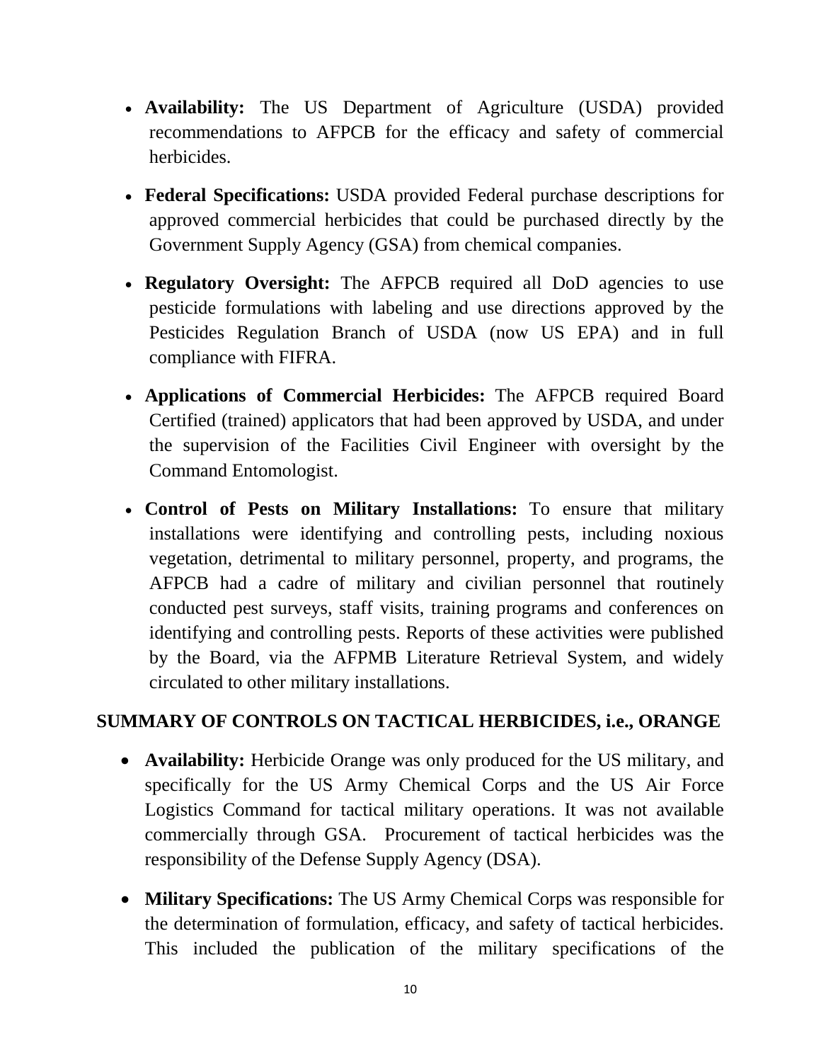- **Availability:** The US Department of Agriculture (USDA) provided recommendations to AFPCB for the efficacy and safety of commercial herbicides.

- **Federal Specifications:** USDA provided Federal purchase descriptions for approved commercial herbicides that could be purchased directly by the Government Supply Agency (GSA) from chemical companies.

- **Regulatory Oversight:** The AFPCB required all DoD agencies to use pesticide formulations with labeling and use directions approved by the Pesticides Regulation Branch of USDA (now US EPA) and in full compliance with FIFRA.

- **Applications of Commercial Herbicides:** The AFPCB required Board Certified (trained) applicators that had been approved by USDA, and under the supervision of the Facilities Civil Engineer with oversight by the Command Entomologist.

- **Control of Pests on Military Installations:** To ensure that military installations were identifying and controlling pests, including noxious vegetation, detrimental to military personnel, property, and programs, the AFPCB had a cadre of military and civilian personnel that routinely conducted pest surveys, staff visits, training programs and conferences on identifying and controlling pests. Reports of these activities were published by the Board, via the AFPMB Literature Retrieval System, and widely circulated to other military installations.

## SUMMARY OF CONTROLS ON TACTICAL HERBICIDES, i.e., ORANGE

- **Availability:** Herbicide Orange was only produced for the US military, and specifically for the US Army Chemical Corps and the US Air Force Logistics Command for tactical military operations. It was not available commercially through GSA. Procurement of tactical herbicides was the responsibility of the Defense Supply Agency (DSA).

- **Military Specifications:** The US Army Chemical Corps was responsible for the determination of formulation, efficacy, and safety of tactical herbicides. This included the publication of the military specifications of the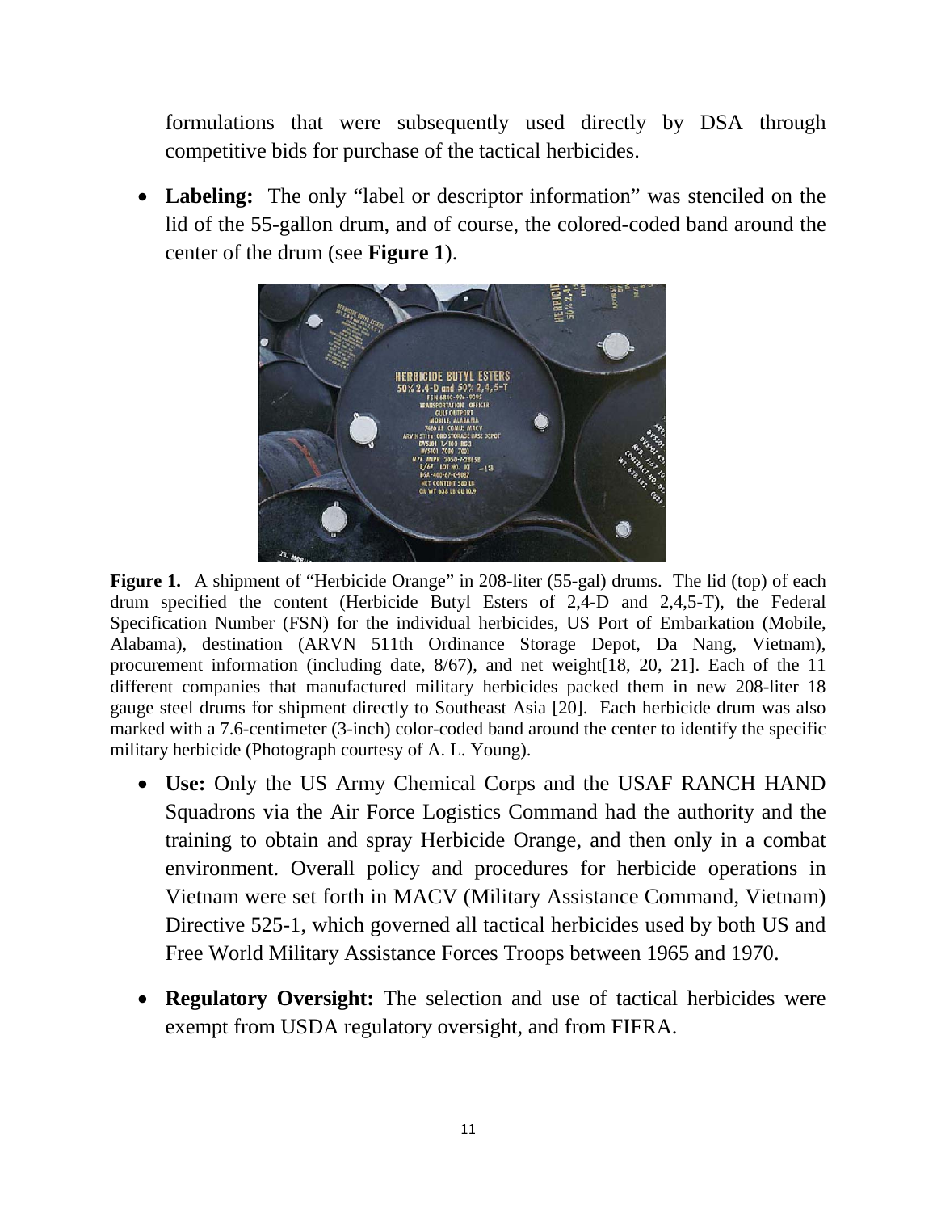formulations that were subsequently used directly by DSA through competitive bids for purchase of the tactical herbicides.

- **Labeling:** The only "label or descriptor information" was stenciled on the lid of the 55-gallon drum, and of course, the colored-coded band around the center of the drum (see **Figure 1**).

**Figure 1.** A shipment of "Herbicide Orange" in 208-liter (55-gal) drums. The lid (top) of each drum specified the content (Herbicide Butyl Esters of 2,4-D and 2,4,5-T), the Federal Specification Number (FSN) for the individual herbicides, US Port of Embarkation (Mobile, Alabama), destination (ARVN 511th Ordinance Storage Depot, Da Nang, Vietnam), procurement information (including date, 8/67), and net weight[18, 20, 21]. Each of the 11 different companies that manufactured military herbicides packed them in new 208-liter 18 gauge steel drums for shipment directly to Southeast Asia [20]. Each herbicide drum was also marked with a 7.6-centimeter (3-inch) color-coded band around the center to identify the specific military herbicide (Photograph courtesy of A. L. Young).

- **Use:** Only the US Army Chemical Corps and the USAF RANCH HAND Squadrons via the Air Force Logistics Command had the authority and the training to obtain and spray Herbicide Orange, and then only in a combat environment. Overall policy and procedures for herbicide operations in Vietnam were set forth in MACV (Military Assistance Command, Vietnam) Directive 525-1, which governed all tactical herbicides used by both US and Free World Military Assistance Forces Troops between 1965 and 1970.

- **Regulatory Oversight:** The selection and use of tactical herbicides were exempt from USDA regulatory oversight, and from FIFRA.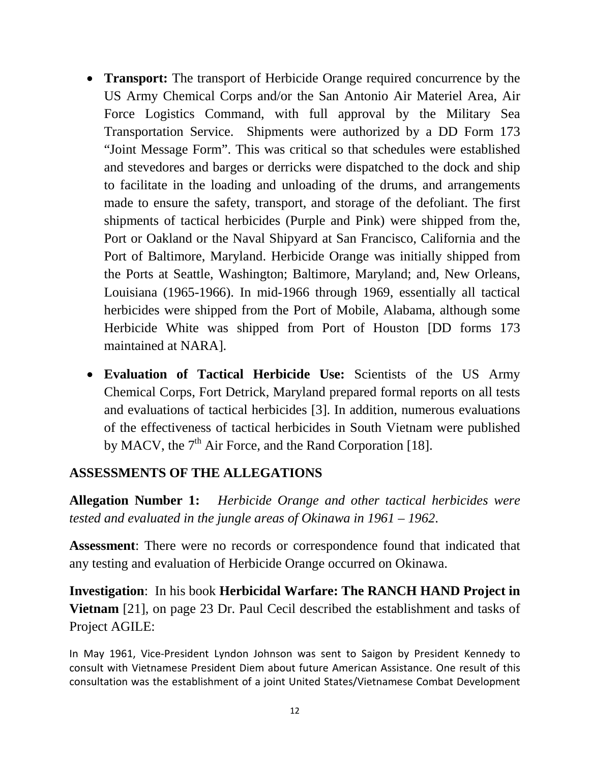- **Transport:** The transport of Herbicide Orange required concurrence by the US Army Chemical Corps and/or the San Antonio Air Materiel Area, Air Force Logistics Command, with full approval by the Military Sea Transportation Service. Shipments were authorized by a DD Form 173 "Joint Message Form". This was critical so that schedules were established and stevedores and barges or derricks were dispatched to the dock and ship to facilitate in the loading and unloading of the drums, and arrangements made to ensure the safety, transport, and storage of the defoliant. The first shipments of tactical herbicides (Purple and Pink) were shipped from the, Port or Oakland or the Naval Shipyard at San Francisco, California and the Port of Baltimore, Maryland. Herbicide Orange was initially shipped from the Ports at Seattle, Washington; Baltimore, Maryland; and, New Orleans, Louisiana (1965-1966). In mid-1966 through 1969, essentially all tactical herbicides were shipped from the Port of Mobile, Alabama, although some Herbicide White was shipped from Port of Houston [DD forms 173 maintained at NARA].

- **Evaluation of Tactical Herbicide Use:** Scientists of the US Army Chemical Corps, Fort Detrick, Maryland prepared formal reports on all tests and evaluations of tactical herbicides [3]. In addition, numerous evaluations of the effectiveness of tactical herbicides in South Vietnam were published by MACV, the 7th Air Force, and the Rand Corporation [18].

## ASSESSMENTS OF THE ALLEGATIONS

**Allegation Number 1:** *Herbicide Orange and other tactical herbicides were tested and evaluated in the jungle areas of Okinawa in 1961 – 1962.*

**Assessment**: There were no records or correspondence found that indicated that any testing and evaluation of Herbicide Orange occurred on Okinawa.

**Investigation**: In his book **Herbicidal Warfare: The RANCH HAND Project in Vietnam** [21], on page 23 Dr. Paul Cecil described the establishment and tasks of Project AGILE:

In May 1961, Vice-President Lyndon Johnson was sent to Saigon by President Kennedy to consult with Vietnamese President Diem about future American Assistance. One result of this consultation was the establishment of a joint United States/Vietnamese Combat Development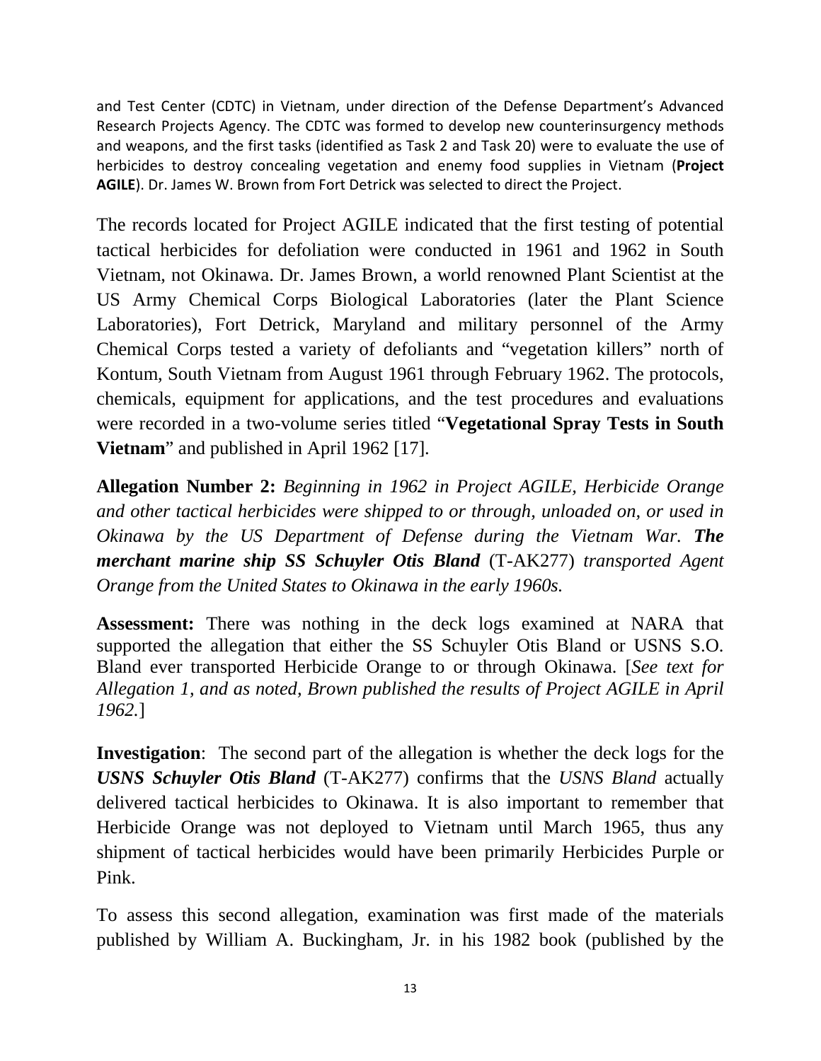and Test Center (CDTC) in Vietnam, under direction of the Defense Department's Advanced Research Projects Agency. The CDTC was formed to develop new counterinsurgency methods and weapons, and the first tasks (identified as Task 2 and Task 20) were to evaluate the use of herbicides to destroy concealing vegetation and enemy food supplies in Vietnam (**Project AGILE**). Dr. James W. Brown from Fort Detrick was selected to direct the Project.

The records located for Project AGILE indicated that the first testing of potential tactical herbicides for defoliation were conducted in 1961 and 1962 in South Vietnam, not Okinawa. Dr. James Brown, a world renowned Plant Scientist at the US Army Chemical Corps Biological Laboratories (later the Plant Science Laboratories), Fort Detrick, Maryland and military personnel of the Army Chemical Corps tested a variety of defoliants and "vegetation killers" north of Kontum, South Vietnam from August 1961 through February 1962. The protocols, chemicals, equipment for applications, and the test procedures and evaluations were recorded in a two-volume series titled "**Vegetational Spray Tests in South Vietnam**" and published in April 1962 [17].

**Allegation Number 2:** *Beginning in 1962 in Project AGILE, Herbicide Orange and other tactical herbicides were shipped to or through, unloaded on, or used in Okinawa by the US Department of Defense during the Vietnam War.* ***The merchant marine ship SS Schuyler Otis Bland*** (T-AK277) *transported Agent Orange from the United States to Okinawa in the early 1960s.*

**Assessment:** There was nothing in the deck logs examined at NARA that supported the allegation that either the SS Schuyler Otis Bland or USNS S.O. Bland ever transported Herbicide Orange to or through Okinawa. [*See text for Allegation 1, and as noted, Brown published the results of Project AGILE in April 1962.*]

**Investigation**: The second part of the allegation is whether the deck logs for the ***USNS Schuyler Otis Bland*** (T-AK277) confirms that the *USNS Bland* actually delivered tactical herbicides to Okinawa. It is also important to remember that Herbicide Orange was not deployed to Vietnam until March 1965, thus any shipment of tactical herbicides would have been primarily Herbicides Purple or Pink.

To assess this second allegation, examination was first made of the materials published by William A. Buckingham, Jr. in his 1982 book (published by the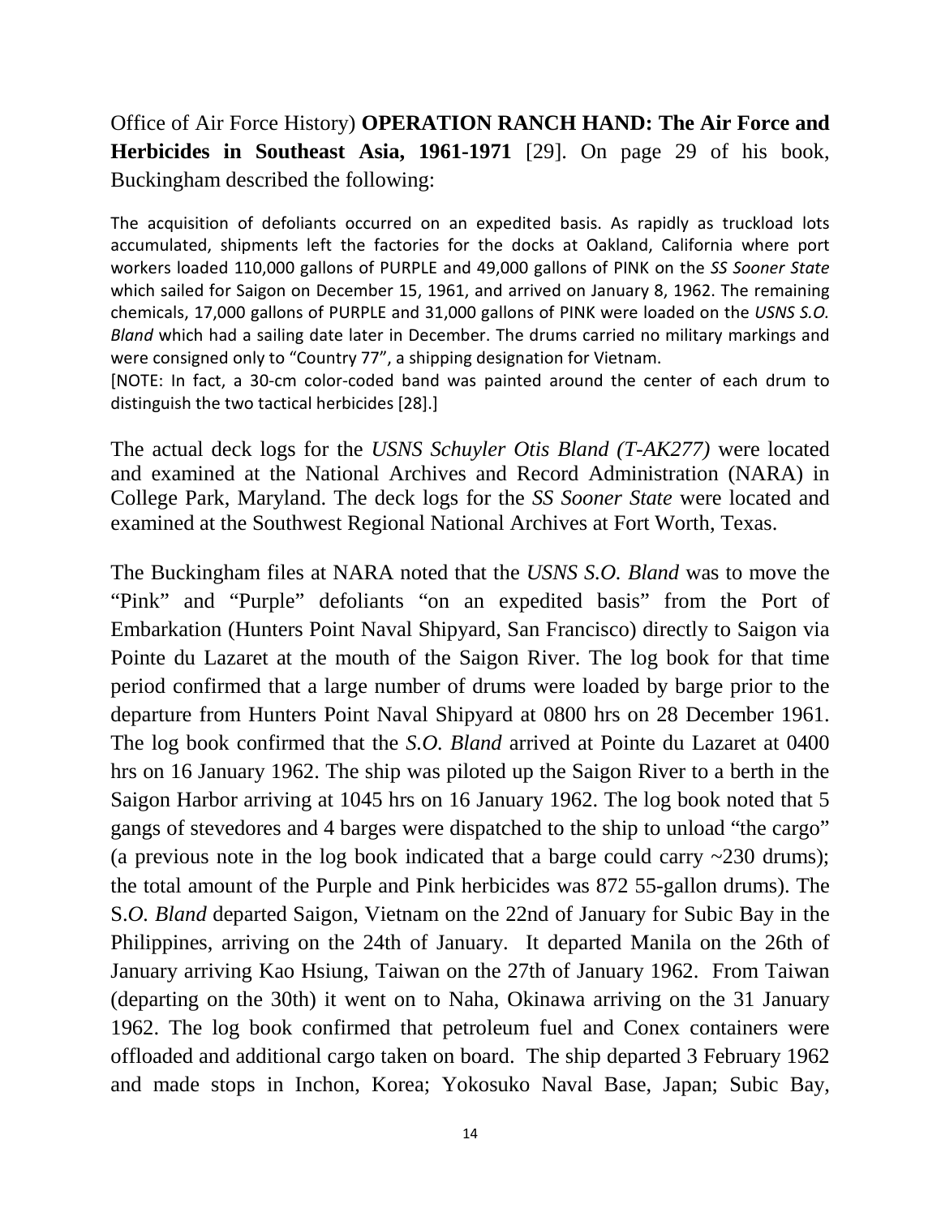Office of Air Force History) **OPERATION RANCH HAND: The Air Force and Herbicides in Southeast Asia, 1961-1971** [29]. On page 29 of his book, Buckingham described the following:

> The acquisition of defoliants occurred on an expedited basis. As rapidly as truckload lots accumulated, shipments left the factories for the docks at Oakland, California where port workers loaded 110,000 gallons of PURPLE and 49,000 gallons of PINK on the *SS Sooner State* which sailed for Saigon on December 15, 1961, and arrived on January 8, 1962. The remaining chemicals, 17,000 gallons of PURPLE and 31,000 gallons of PINK were loaded on the *USNS S.O. Bland* which had a sailing date later in December. The drums carried no military markings and were consigned only to "Country 77", a shipping designation for Vietnam.
>
> [NOTE: In fact, a 30-cm color-coded band was painted around the center of each drum to distinguish the two tactical herbicides [28].]

The actual deck logs for the *USNS Schuyler Otis Bland (T-AK277)* were located and examined at the National Archives and Record Administration (NARA) in College Park, Maryland. The deck logs for the *SS Sooner State* were located and examined at the Southwest Regional National Archives at Fort Worth, Texas.

The Buckingham files at NARA noted that the *USNS S.O. Bland* was to move the "Pink" and "Purple" defoliants "on an expedited basis" from the Port of Embarkation (Hunters Point Naval Shipyard, San Francisco) directly to Saigon via Pointe du Lazaret at the mouth of the Saigon River. The log book for that time period confirmed that a large number of drums were loaded by barge prior to the departure from Hunters Point Naval Shipyard at 0800 hrs on 28 December 1961. The log book confirmed that the *S.O. Bland* arrived at Pointe du Lazaret at 0400 hrs on 16 January 1962. The ship was piloted up the Saigon River to a berth in the Saigon Harbor arriving at 1045 hrs on 16 January 1962. The log book noted that 5 gangs of stevedores and 4 barges were dispatched to the ship to unload "the cargo" (a previous note in the log book indicated that a barge could carry ~230 drums); the total amount of the Purple and Pink herbicides was 872 55-gallon drums). The S.*O. Bland* departed Saigon, Vietnam on the 22nd of January for Subic Bay in the Philippines, arriving on the 24th of January. It departed Manila on the 26th of January arriving Kao Hsiung, Taiwan on the 27th of January 1962. From Taiwan (departing on the 30th) it went on to Naha, Okinawa arriving on the 31 January 1962. The log book confirmed that petroleum fuel and Conex containers were offloaded and additional cargo taken on board. The ship departed 3 February 1962 and made stops in Inchon, Korea; Yokosuko Naval Base, Japan; Subic Bay,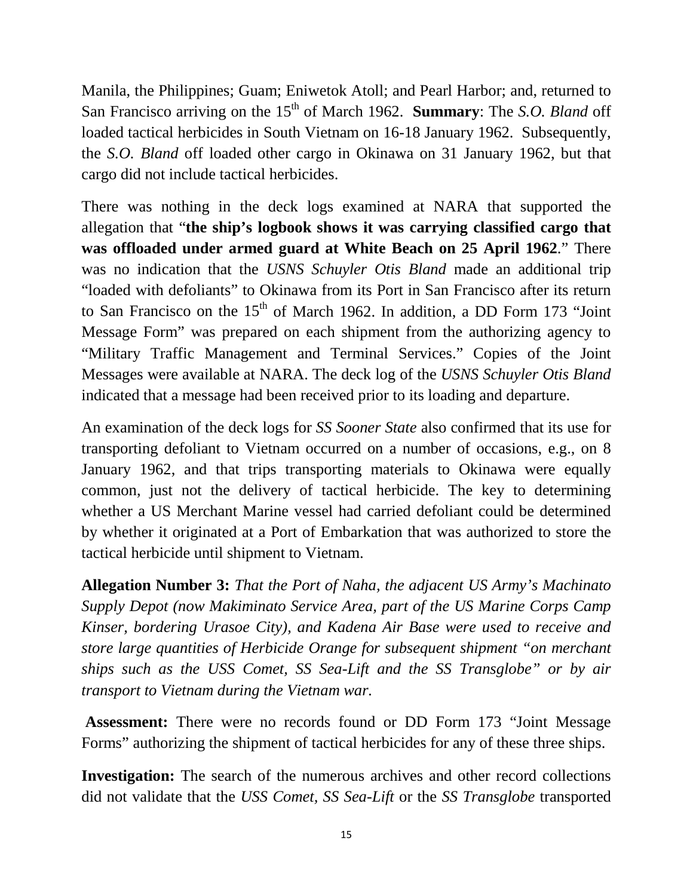Manila, the Philippines; Guam; Eniwetok Atoll; and Pearl Harbor; and, returned to San Francisco arriving on the 15th of March 1962. **Summary**: The *S.O. Bland* off loaded tactical herbicides in South Vietnam on 16-18 January 1962. Subsequently, the *S.O. Bland* off loaded other cargo in Okinawa on 31 January 1962, but that cargo did not include tactical herbicides.

There was nothing in the deck logs examined at NARA that supported the allegation that "**the ship's logbook shows it was carrying classified cargo that was offloaded under armed guard at White Beach on 25 April 1962**." There was no indication that the *USNS Schuyler Otis Bland* made an additional trip "loaded with defoliants" to Okinawa from its Port in San Francisco after its return to San Francisco on the 15th of March 1962. In addition, a DD Form 173 "Joint Message Form" was prepared on each shipment from the authorizing agency to "Military Traffic Management and Terminal Services." Copies of the Joint Messages were available at NARA. The deck log of the *USNS Schuyler Otis Bland* indicated that a message had been received prior to its loading and departure.

An examination of the deck logs for *SS Sooner State* also confirmed that its use for transporting defoliant to Vietnam occurred on a number of occasions, e.g., on 8 January 1962, and that trips transporting materials to Okinawa were equally common, just not the delivery of tactical herbicide. The key to determining whether a US Merchant Marine vessel had carried defoliant could be determined by whether it originated at a Port of Embarkation that was authorized to store the tactical herbicide until shipment to Vietnam.

**Allegation Number 3:** *That the Port of Naha, the adjacent US Army's Machinato Supply Depot (now Makiminato Service Area, part of the US Marine Corps Camp Kinser, bordering Urasoe City), and Kadena Air Base were used to receive and store large quantities of Herbicide Orange for subsequent shipment "on merchant ships such as the USS Comet, SS Sea-Lift and the SS Transglobe" or by air transport to Vietnam during the Vietnam war.*

**Assessment:** There were no records found or DD Form 173 "Joint Message Forms" authorizing the shipment of tactical herbicides for any of these three ships.

**Investigation:** The search of the numerous archives and other record collections did not validate that the *USS Comet*, *SS Sea-Lift* or the *SS Transglobe* transported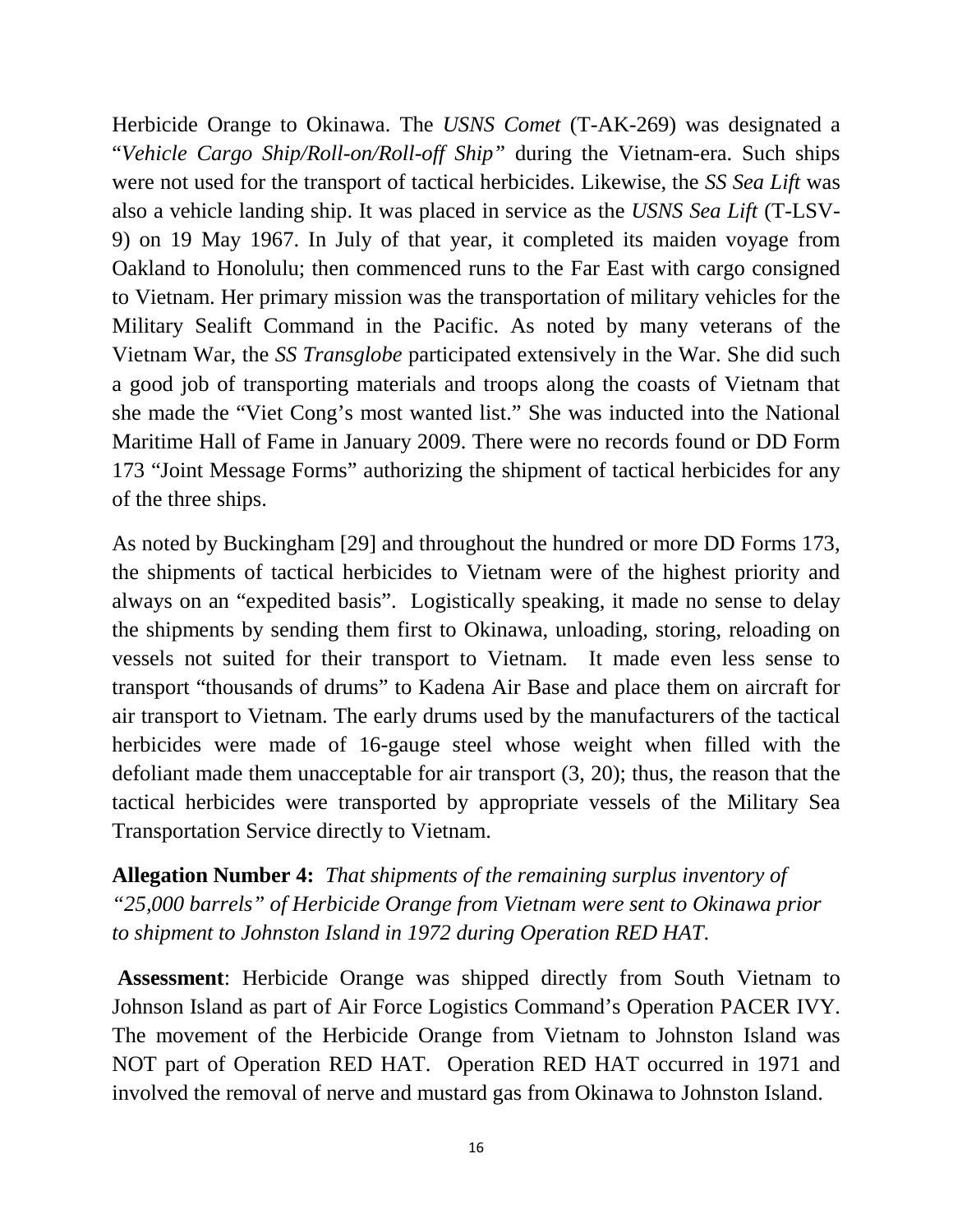Herbicide Orange to Okinawa. The *USNS Comet* (T-AK-269) was designated a "*Vehicle Cargo Ship/Roll-on/Roll-off Ship"* during the Vietnam-era. Such ships were not used for the transport of tactical herbicides. Likewise, the *SS Sea Lift* was also a vehicle landing ship. It was placed in service as the *USNS Sea Lift* (T-LSV-9) on 19 May 1967. In July of that year, it completed its maiden voyage from Oakland to Honolulu; then commenced runs to the Far East with cargo consigned to Vietnam. Her primary mission was the transportation of military vehicles for the Military Sealift Command in the Pacific. As noted by many veterans of the Vietnam War, the *SS Transglobe* participated extensively in the War. She did such a good job of transporting materials and troops along the coasts of Vietnam that she made the "Viet Cong's most wanted list." She was inducted into the National Maritime Hall of Fame in January 2009. There were no records found or DD Form 173 "Joint Message Forms" authorizing the shipment of tactical herbicides for any of the three ships.

As noted by Buckingham [29] and throughout the hundred or more DD Forms 173, the shipments of tactical herbicides to Vietnam were of the highest priority and always on an "expedited basis". Logistically speaking, it made no sense to delay the shipments by sending them first to Okinawa, unloading, storing, reloading on vessels not suited for their transport to Vietnam. It made even less sense to transport "thousands of drums" to Kadena Air Base and place them on aircraft for air transport to Vietnam. The early drums used by the manufacturers of the tactical herbicides were made of 16-gauge steel whose weight when filled with the defoliant made them unacceptable for air transport (3, 20); thus, the reason that the tactical herbicides were transported by appropriate vessels of the Military Sea Transportation Service directly to Vietnam.

**Allegation Number 4:** *That shipments of the remaining surplus inventory of "25,000 barrels" of Herbicide Orange from Vietnam were sent to Okinawa prior to shipment to Johnston Island in 1972 during Operation RED HAT.*

**Assessment**: Herbicide Orange was shipped directly from South Vietnam to Johnson Island as part of Air Force Logistics Command's Operation PACER IVY. The movement of the Herbicide Orange from Vietnam to Johnston Island was NOT part of Operation RED HAT. Operation RED HAT occurred in 1971 and involved the removal of nerve and mustard gas from Okinawa to Johnston Island.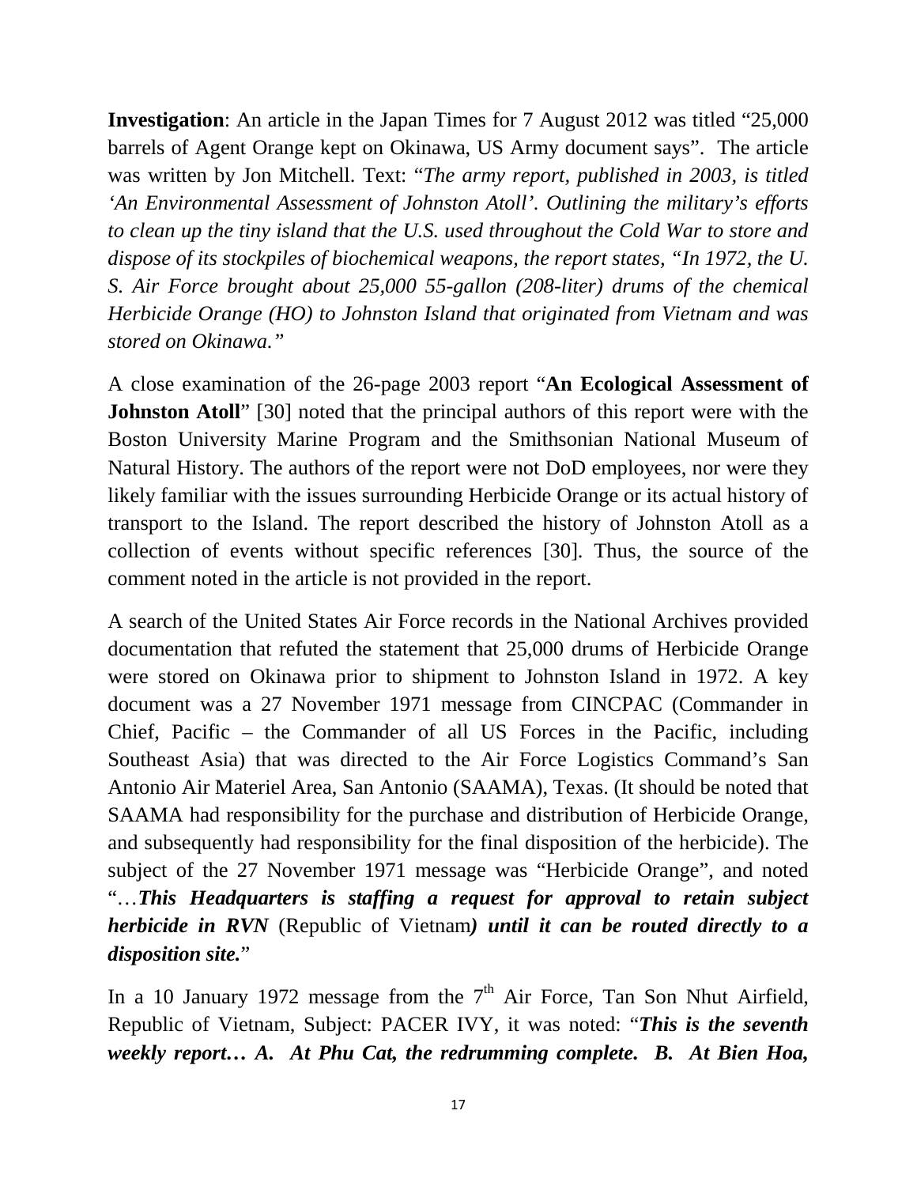**Investigation**: An article in the Japan Times for 7 August 2012 was titled “25,000 barrels of Agent Orange kept on Okinawa, US Army document says”. The article was written by Jon Mitchell. Text: “*The army report, published in 2003, is titled ‘An Environmental Assessment of Johnston Atoll’. Outlining the military’s efforts to clean up the tiny island that the U.S. used throughout the Cold War to store and dispose of its stockpiles of biochemical weapons, the report states, “In 1972, the U. S. Air Force brought about 25,000 55-gallon (208-liter) drums of the chemical Herbicide Orange (HO) to Johnston Island that originated from Vietnam and was stored on Okinawa.”*

A close examination of the 26-page 2003 report “**An Ecological Assessment of Johnston Atoll**” [30] noted that the principal authors of this report were with the Boston University Marine Program and the Smithsonian National Museum of Natural History. The authors of the report were not DoD employees, nor were they likely familiar with the issues surrounding Herbicide Orange or its actual history of transport to the Island. The report described the history of Johnston Atoll as a collection of events without specific references [30]. Thus, the source of the comment noted in the article is not provided in the report.

A search of the United States Air Force records in the National Archives provided documentation that refuted the statement that 25,000 drums of Herbicide Orange were stored on Okinawa prior to shipment to Johnston Island in 1972. A key document was a 27 November 1971 message from CINCPAC (Commander in Chief, Pacific – the Commander of all US Forces in the Pacific, including Southeast Asia) that was directed to the Air Force Logistics Command’s San Antonio Air Materiel Area, San Antonio (SAAMA), Texas. (It should be noted that SAAMA had responsibility for the purchase and distribution of Herbicide Orange, and subsequently had responsibility for the final disposition of the herbicide). The subject of the 27 November 1971 message was “Herbicide Orange”, and noted “…***This Headquarters is staffing a request for approval to retain subject herbicide in RVN*** (Republic of Vietnam***) until it can be routed directly to a disposition site.***”

In a 10 January 1972 message from the 7th Air Force, Tan Son Nhut Airfield, Republic of Vietnam, Subject: PACER IVY, it was noted: “***This is the seventh weekly report… A. At Phu Cat, the redrumming complete. B. At Bien Hoa,***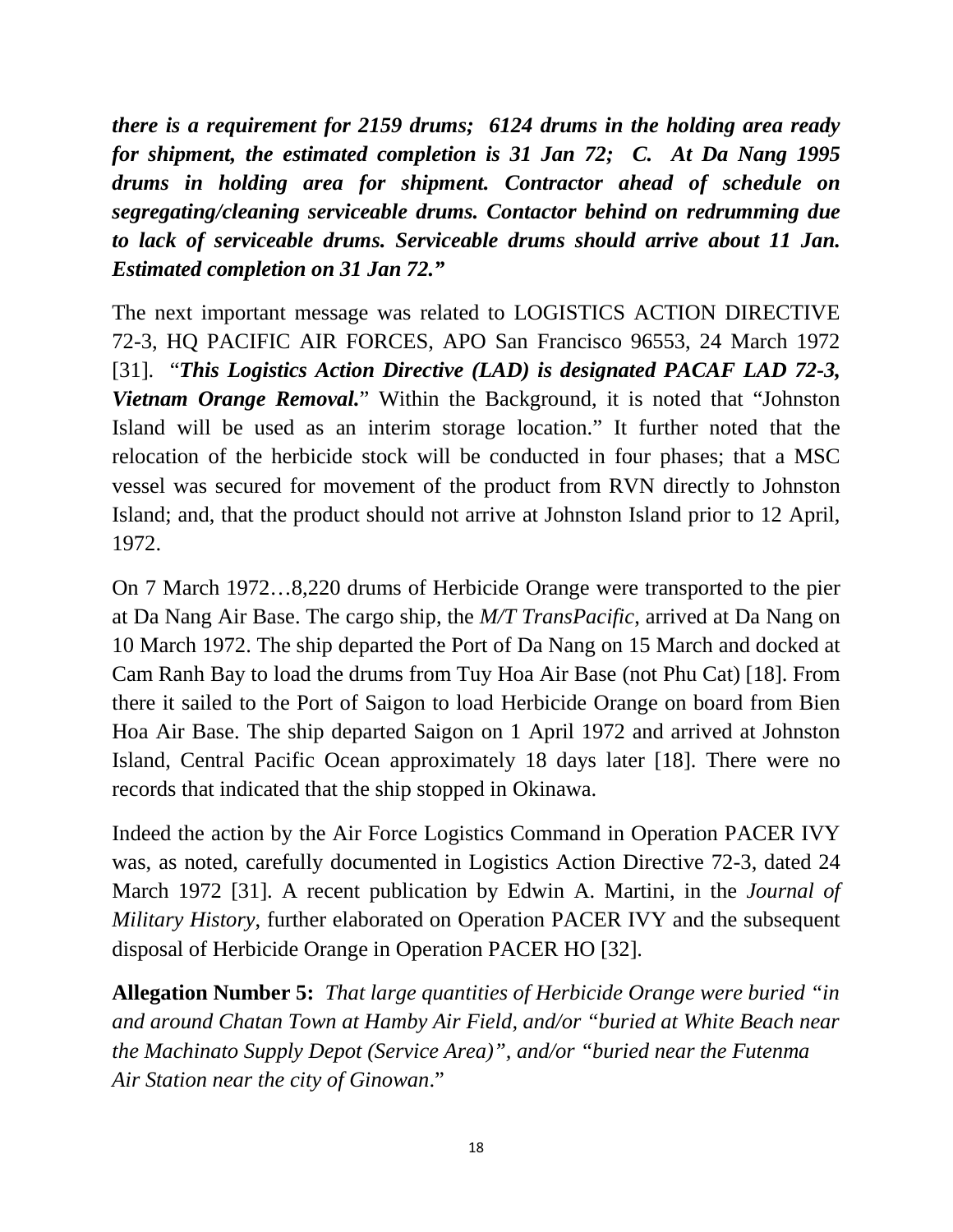***there is a requirement for 2159 drums; 6124 drums in the holding area ready for shipment, the estimated completion is 31 Jan 72; C. At Da Nang 1995 drums in holding area for shipment. Contractor ahead of schedule on segregating/cleaning serviceable drums. Contactor behind on redrumming due to lack of serviceable drums. Serviceable drums should arrive about 11 Jan. Estimated completion on 31 Jan 72."***

The next important message was related to LOGISTICS ACTION DIRECTIVE 72-3, HQ PACIFIC AIR FORCES, APO San Francisco 96553, 24 March 1972 [31]. "***This Logistics Action Directive (LAD) is designated PACAF LAD 72-3, Vietnam Orange Removal.***" Within the Background, it is noted that "Johnston Island will be used as an interim storage location." It further noted that the relocation of the herbicide stock will be conducted in four phases; that a MSC vessel was secured for movement of the product from RVN directly to Johnston Island; and, that the product should not arrive at Johnston Island prior to 12 April, 1972.

On 7 March 1972…8,220 drums of Herbicide Orange were transported to the pier at Da Nang Air Base. The cargo ship, the *M/T TransPacific*, arrived at Da Nang on 10 March 1972. The ship departed the Port of Da Nang on 15 March and docked at Cam Ranh Bay to load the drums from Tuy Hoa Air Base (not Phu Cat) [18]. From there it sailed to the Port of Saigon to load Herbicide Orange on board from Bien Hoa Air Base. The ship departed Saigon on 1 April 1972 and arrived at Johnston Island, Central Pacific Ocean approximately 18 days later [18]. There were no records that indicated that the ship stopped in Okinawa.

Indeed the action by the Air Force Logistics Command in Operation PACER IVY was, as noted, carefully documented in Logistics Action Directive 72-3, dated 24 March 1972 [31]. A recent publication by Edwin A. Martini, in the *Journal of Military History*, further elaborated on Operation PACER IVY and the subsequent disposal of Herbicide Orange in Operation PACER HO [32].

**Allegation Number 5:** *That large quantities of Herbicide Orange were buried "in and around Chatan Town at Hamby Air Field, and/or "buried at White Beach near the Machinato Supply Depot (Service Area)", and/or "buried near the Futenma Air Station near the city of Ginowan*."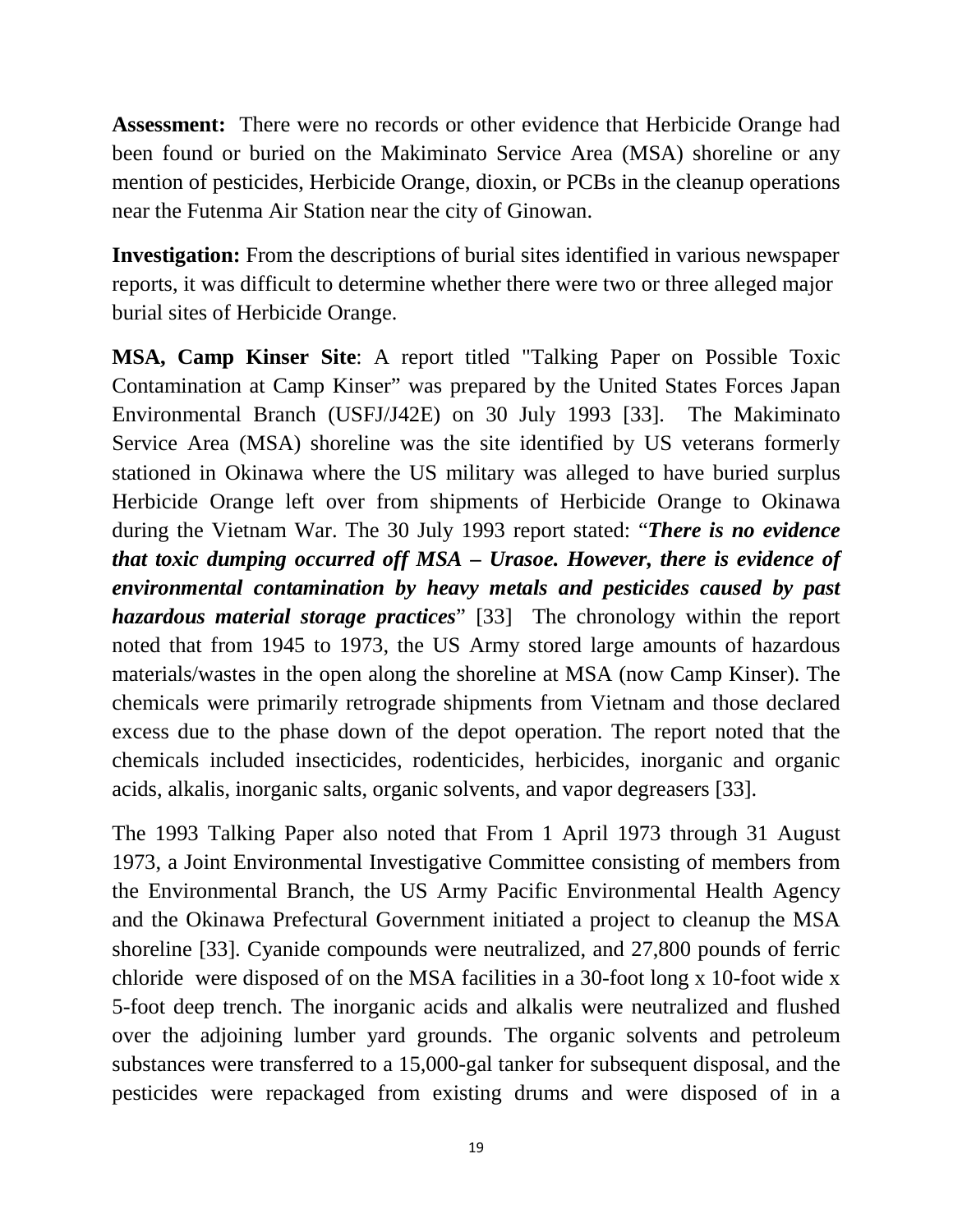**Assessment:** There were no records or other evidence that Herbicide Orange had been found or buried on the Makiminato Service Area (MSA) shoreline or any mention of pesticides, Herbicide Orange, dioxin, or PCBs in the cleanup operations near the Futenma Air Station near the city of Ginowan.

**Investigation:** From the descriptions of burial sites identified in various newspaper reports, it was difficult to determine whether there were two or three alleged major burial sites of Herbicide Orange.

**MSA, Camp Kinser Site**: A report titled "Talking Paper on Possible Toxic Contamination at Camp Kinser" was prepared by the United States Forces Japan Environmental Branch (USFJ/J42E) on 30 July 1993 [33]. The Makiminato Service Area (MSA) shoreline was the site identified by US veterans formerly stationed in Okinawa where the US military was alleged to have buried surplus Herbicide Orange left over from shipments of Herbicide Orange to Okinawa during the Vietnam War. The 30 July 1993 report stated: "***There is no evidence that toxic dumping occurred off MSA – Urasoe. However, there is evidence of environmental contamination by heavy metals and pesticides caused by past hazardous material storage practices***" [33] The chronology within the report noted that from 1945 to 1973, the US Army stored large amounts of hazardous materials/wastes in the open along the shoreline at MSA (now Camp Kinser). The chemicals were primarily retrograde shipments from Vietnam and those declared excess due to the phase down of the depot operation. The report noted that the chemicals included insecticides, rodenticides, herbicides, inorganic and organic acids, alkalis, inorganic salts, organic solvents, and vapor degreasers [33].

The 1993 Talking Paper also noted that From 1 April 1973 through 31 August 1973, a Joint Environmental Investigative Committee consisting of members from the Environmental Branch, the US Army Pacific Environmental Health Agency and the Okinawa Prefectural Government initiated a project to cleanup the MSA shoreline [33]. Cyanide compounds were neutralized, and 27,800 pounds of ferric chloride were disposed of on the MSA facilities in a 30-foot long x 10-foot wide x 5-foot deep trench. The inorganic acids and alkalis were neutralized and flushed over the adjoining lumber yard grounds. The organic solvents and petroleum substances were transferred to a 15,000-gal tanker for subsequent disposal, and the pesticides were repackaged from existing drums and were disposed of in a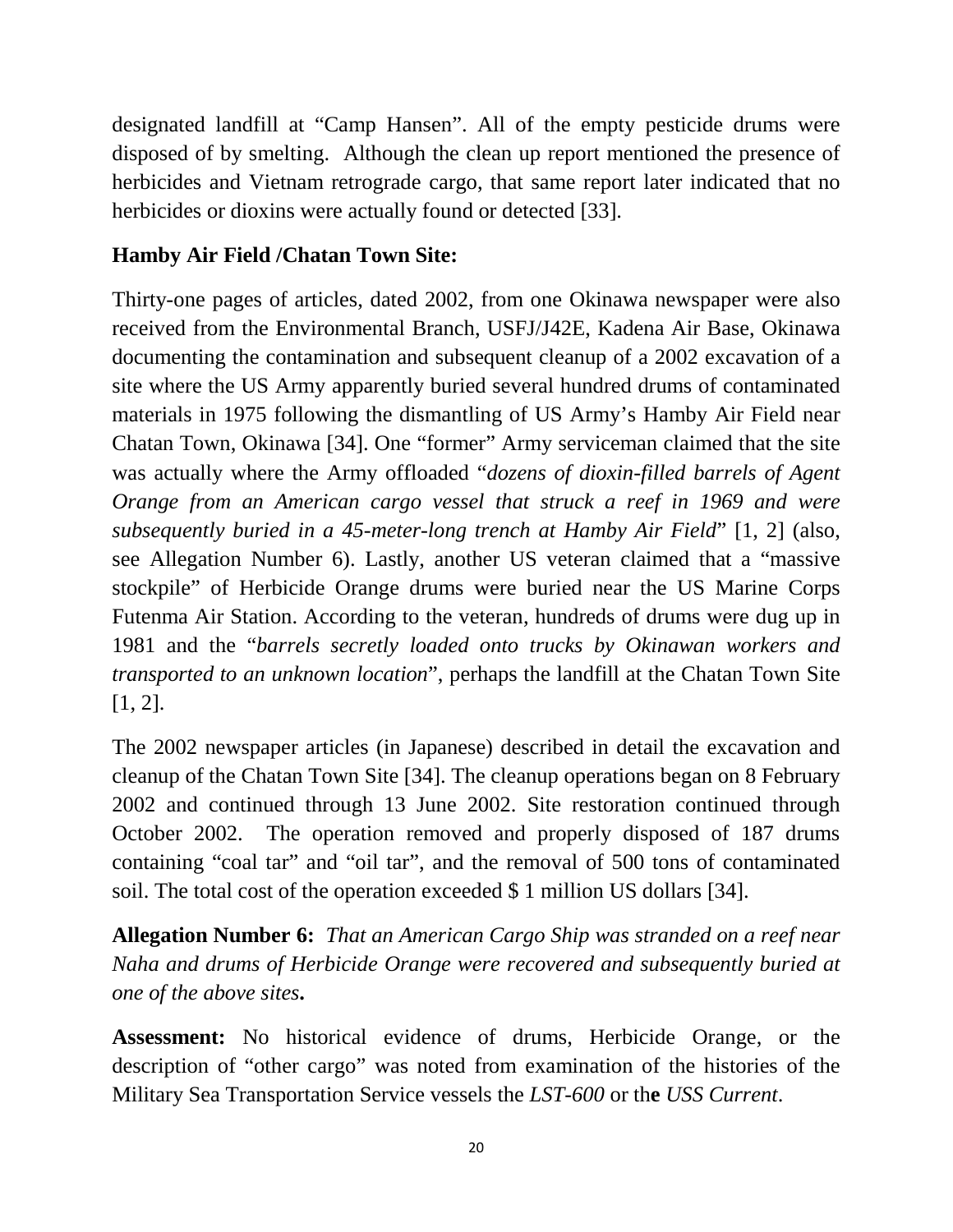designated landfill at "Camp Hansen". All of the empty pesticide drums were disposed of by smelting. Although the clean up report mentioned the presence of herbicides and Vietnam retrograde cargo, that same report later indicated that no herbicides or dioxins were actually found or detected [33].

**Hamby Air Field /Chatan Town Site:**

Thirty-one pages of articles, dated 2002, from one Okinawa newspaper were also received from the Environmental Branch, USFJ/J42E, Kadena Air Base, Okinawa documenting the contamination and subsequent cleanup of a 2002 excavation of a site where the US Army apparently buried several hundred drums of contaminated materials in 1975 following the dismantling of US Army's Hamby Air Field near Chatan Town, Okinawa [34]. One "former" Army serviceman claimed that the site was actually where the Army offloaded "*dozens of dioxin-filled barrels of Agent Orange from an American cargo vessel that struck a reef in 1969 and were subsequently buried in a 45-meter-long trench at Hamby Air Field*" [1, 2] (also, see Allegation Number 6). Lastly, another US veteran claimed that a "massive stockpile" of Herbicide Orange drums were buried near the US Marine Corps Futenma Air Station. According to the veteran, hundreds of drums were dug up in 1981 and the "*barrels secretly loaded onto trucks by Okinawan workers and transported to an unknown location*", perhaps the landfill at the Chatan Town Site [1, 2].

The 2002 newspaper articles (in Japanese) described in detail the excavation and cleanup of the Chatan Town Site [34]. The cleanup operations began on 8 February 2002 and continued through 13 June 2002. Site restoration continued through October 2002. The operation removed and properly disposed of 187 drums containing "coal tar" and "oil tar", and the removal of 500 tons of contaminated soil. The total cost of the operation exceeded $ 1 million US dollars [34].

**Allegation Number 6:** *That an American Cargo Ship was stranded on a reef near Naha and drums of Herbicide Orange were recovered and subsequently buried at one of the above sites***.**

**Assessment:** No historical evidence of drums, Herbicide Orange, or the description of "other cargo" was noted from examination of the histories of the Military Sea Transportation Service vessels the *LST-600* or th**e** *USS Current*.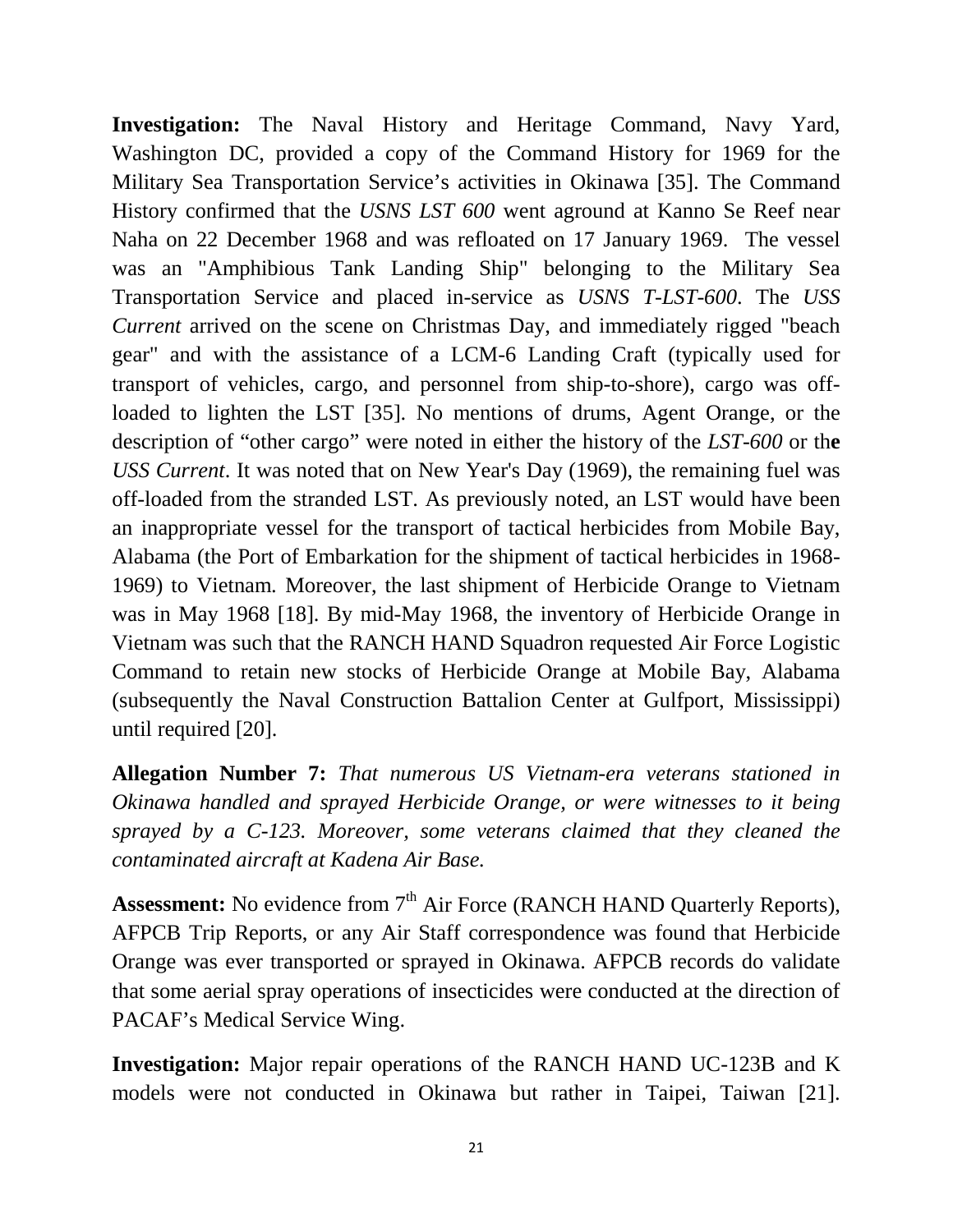**Investigation:** The Naval History and Heritage Command, Navy Yard, Washington DC, provided a copy of the Command History for 1969 for the Military Sea Transportation Service's activities in Okinawa [35]. The Command History confirmed that the *USNS LST 600* went aground at Kanno Se Reef near Naha on 22 December 1968 and was refloated on 17 January 1969. The vessel was an "Amphibious Tank Landing Ship" belonging to the Military Sea Transportation Service and placed in-service as *USNS T-LST-600*. The *USS Current* arrived on the scene on Christmas Day, and immediately rigged "beach gear" and with the assistance of a LCM-6 Landing Craft (typically used for transport of vehicles, cargo, and personnel from ship-to-shore), cargo was off-loaded to lighten the LST [35]. No mentions of drums, Agent Orange, or the description of "other cargo" were noted in either the history of the *LST-600* or the *USS Current*. It was noted that on New Year's Day (1969), the remaining fuel was off-loaded from the stranded LST. As previously noted, an LST would have been an inappropriate vessel for the transport of tactical herbicides from Mobile Bay, Alabama (the Port of Embarkation for the shipment of tactical herbicides in 1968-1969) to Vietnam. Moreover, the last shipment of Herbicide Orange to Vietnam was in May 1968 [18]. By mid-May 1968, the inventory of Herbicide Orange in Vietnam was such that the RANCH HAND Squadron requested Air Force Logistic Command to retain new stocks of Herbicide Orange at Mobile Bay, Alabama (subsequently the Naval Construction Battalion Center at Gulfport, Mississippi) until required [20].

**Allegation Number 7:** *That numerous US Vietnam-era veterans stationed in Okinawa handled and sprayed Herbicide Orange, or were witnesses to it being sprayed by a C-123. Moreover, some veterans claimed that they cleaned the contaminated aircraft at Kadena Air Base.*

**Assessment:** No evidence from 7th Air Force (RANCH HAND Quarterly Reports), AFPCB Trip Reports, or any Air Staff correspondence was found that Herbicide Orange was ever transported or sprayed in Okinawa. AFPCB records do validate that some aerial spray operations of insecticides were conducted at the direction of PACAF's Medical Service Wing.

**Investigation:** Major repair operations of the RANCH HAND UC-123B and K models were not conducted in Okinawa but rather in Taipei, Taiwan [21].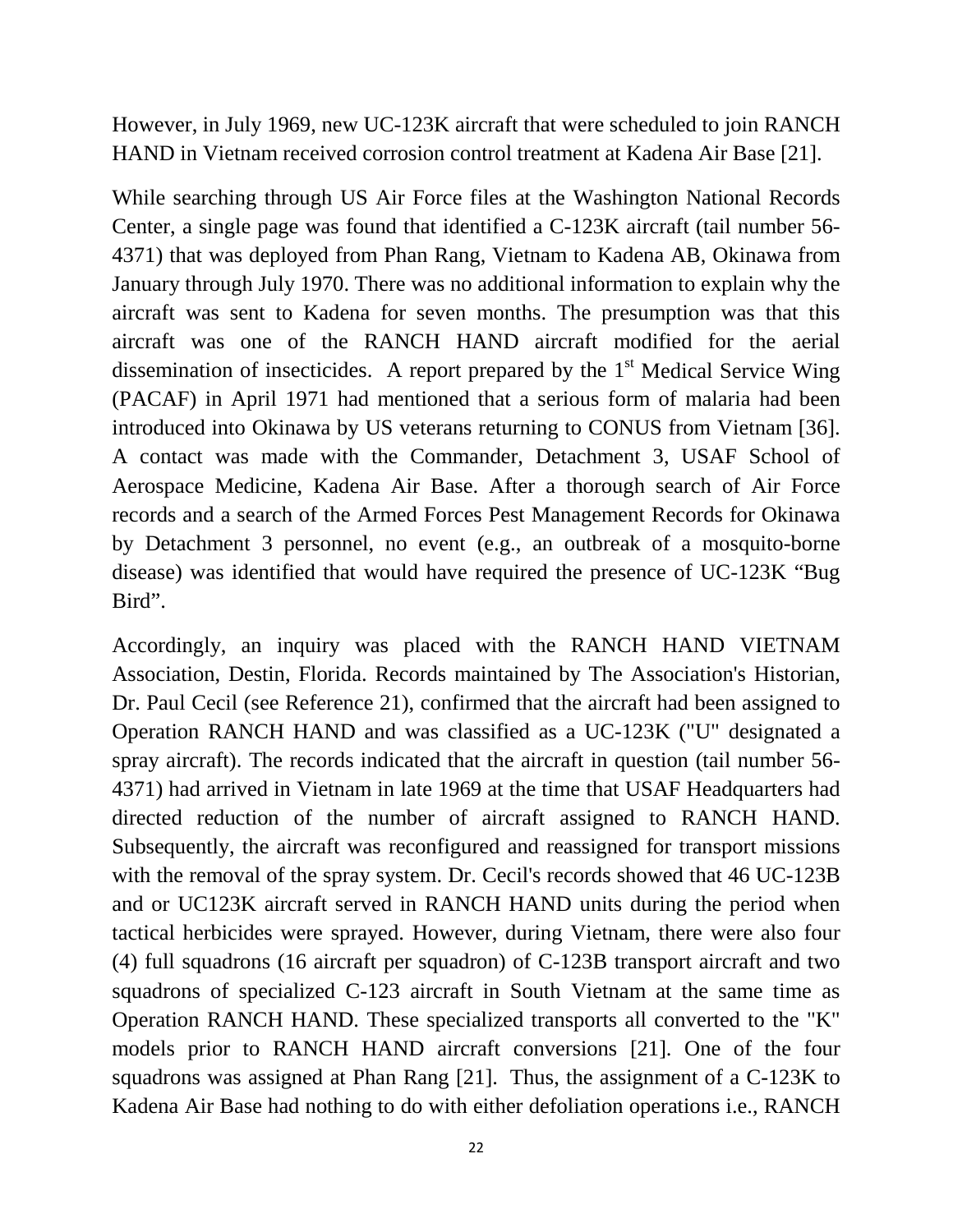However, in July 1969, new UC-123K aircraft that were scheduled to join RANCH HAND in Vietnam received corrosion control treatment at Kadena Air Base [21].

While searching through US Air Force files at the Washington National Records Center, a single page was found that identified a C-123K aircraft (tail number 56-4371) that was deployed from Phan Rang, Vietnam to Kadena AB, Okinawa from January through July 1970. There was no additional information to explain why the aircraft was sent to Kadena for seven months. The presumption was that this aircraft was one of the RANCH HAND aircraft modified for the aerial dissemination of insecticides. A report prepared by the 1st Medical Service Wing (PACAF) in April 1971 had mentioned that a serious form of malaria had been introduced into Okinawa by US veterans returning to CONUS from Vietnam [36]. A contact was made with the Commander, Detachment 3, USAF School of Aerospace Medicine, Kadena Air Base. After a thorough search of Air Force records and a search of the Armed Forces Pest Management Records for Okinawa by Detachment 3 personnel, no event (e.g., an outbreak of a mosquito-borne disease) was identified that would have required the presence of UC-123K "Bug Bird".

Accordingly, an inquiry was placed with the RANCH HAND VIETNAM Association, Destin, Florida. Records maintained by The Association's Historian, Dr. Paul Cecil (see Reference 21), confirmed that the aircraft had been assigned to Operation RANCH HAND and was classified as a UC-123K ("U" designated a spray aircraft). The records indicated that the aircraft in question (tail number 56-4371) had arrived in Vietnam in late 1969 at the time that USAF Headquarters had directed reduction of the number of aircraft assigned to RANCH HAND. Subsequently, the aircraft was reconfigured and reassigned for transport missions with the removal of the spray system. Dr. Cecil's records showed that 46 UC-123B and or UC123K aircraft served in RANCH HAND units during the period when tactical herbicides were sprayed. However, during Vietnam, there were also four (4) full squadrons (16 aircraft per squadron) of C-123B transport aircraft and two squadrons of specialized C-123 aircraft in South Vietnam at the same time as Operation RANCH HAND. These specialized transports all converted to the "K" models prior to RANCH HAND aircraft conversions [21]. One of the four squadrons was assigned at Phan Rang [21]. Thus, the assignment of a C-123K to Kadena Air Base had nothing to do with either defoliation operations i.e., RANCH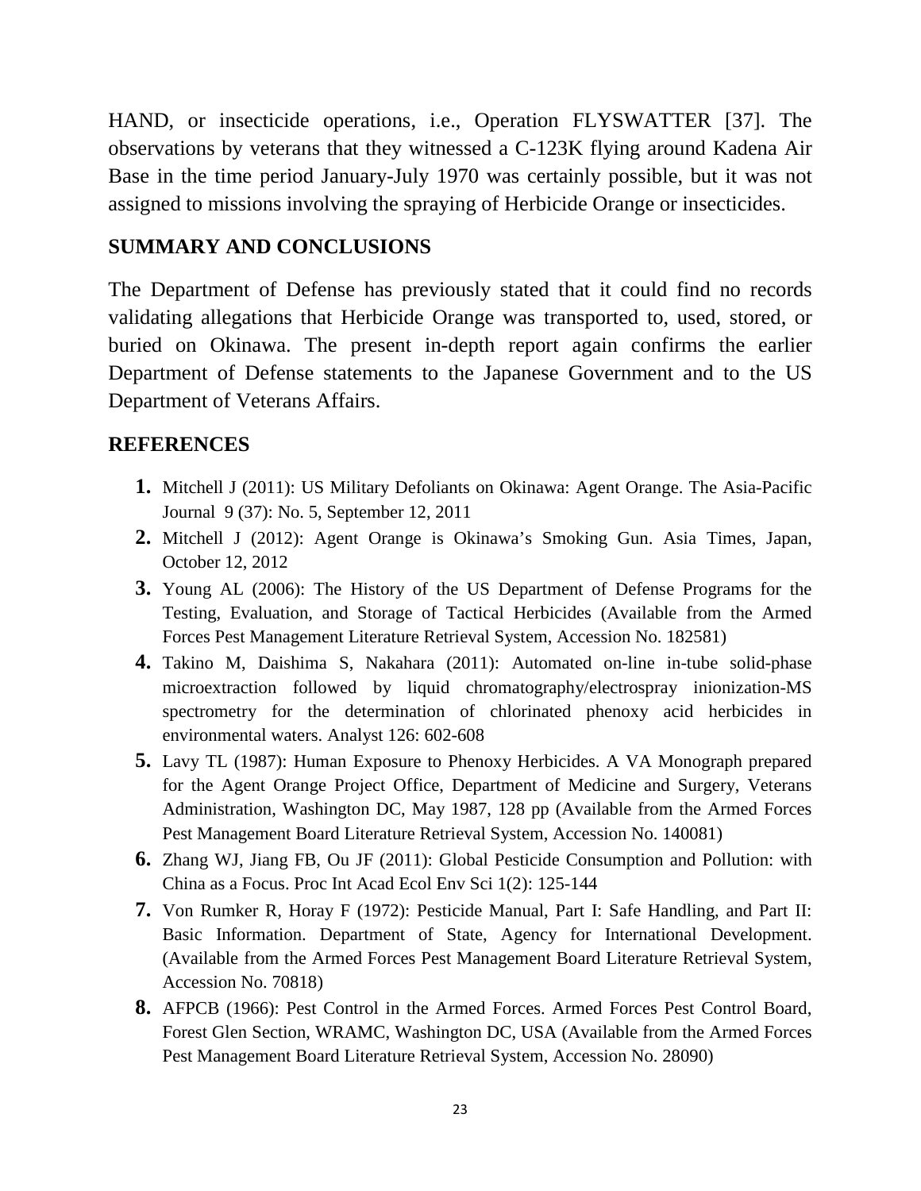HAND, or insecticide operations, i.e., Operation FLYSWATTER [37]. The observations by veterans that they witnessed a C-123K flying around Kadena Air Base in the time period January-July 1970 was certainly possible, but it was not assigned to missions involving the spraying of Herbicide Orange or insecticides.

## SUMMARY AND CONCLUSIONS

The Department of Defense has previously stated that it could find no records validating allegations that Herbicide Orange was transported to, used, stored, or buried on Okinawa. The present in-depth report again confirms the earlier Department of Defense statements to the Japanese Government and to the US Department of Veterans Affairs.

## REFERENCES

1. Mitchell J (2011): US Military Defoliants on Okinawa: Agent Orange. The Asia-Pacific Journal 9 (37): No. 5, September 12, 2011
2. Mitchell J (2012): Agent Orange is Okinawa's Smoking Gun. Asia Times, Japan, October 12, 2012
3. Young AL (2006): The History of the US Department of Defense Programs for the Testing, Evaluation, and Storage of Tactical Herbicides (Available from the Armed Forces Pest Management Literature Retrieval System, Accession No. 182581)
4. Takino M, Daishima S, Nakahara (2011): Automated on-line in-tube solid-phase microextraction followed by liquid chromatography/electrospray inionization-MS spectrometry for the determination of chlorinated phenoxy acid herbicides in environmental waters. Analyst 126: 602-608
5. Lavy TL (1987): Human Exposure to Phenoxy Herbicides. A VA Monograph prepared for the Agent Orange Project Office, Department of Medicine and Surgery, Veterans Administration, Washington DC, May 1987, 128 pp (Available from the Armed Forces Pest Management Board Literature Retrieval System, Accession No. 140081)
6. Zhang WJ, Jiang FB, Ou JF (2011): Global Pesticide Consumption and Pollution: with China as a Focus. Proc Int Acad Ecol Env Sci 1(2): 125-144
7. Von Rumker R, Horay F (1972): Pesticide Manual, Part I: Safe Handling, and Part II: Basic Information. Department of State, Agency for International Development. (Available from the Armed Forces Pest Management Board Literature Retrieval System, Accession No. 70818)
8. AFPCB (1966): Pest Control in the Armed Forces. Armed Forces Pest Control Board, Forest Glen Section, WRAMC, Washington DC, USA (Available from the Armed Forces Pest Management Board Literature Retrieval System, Accession No. 28090)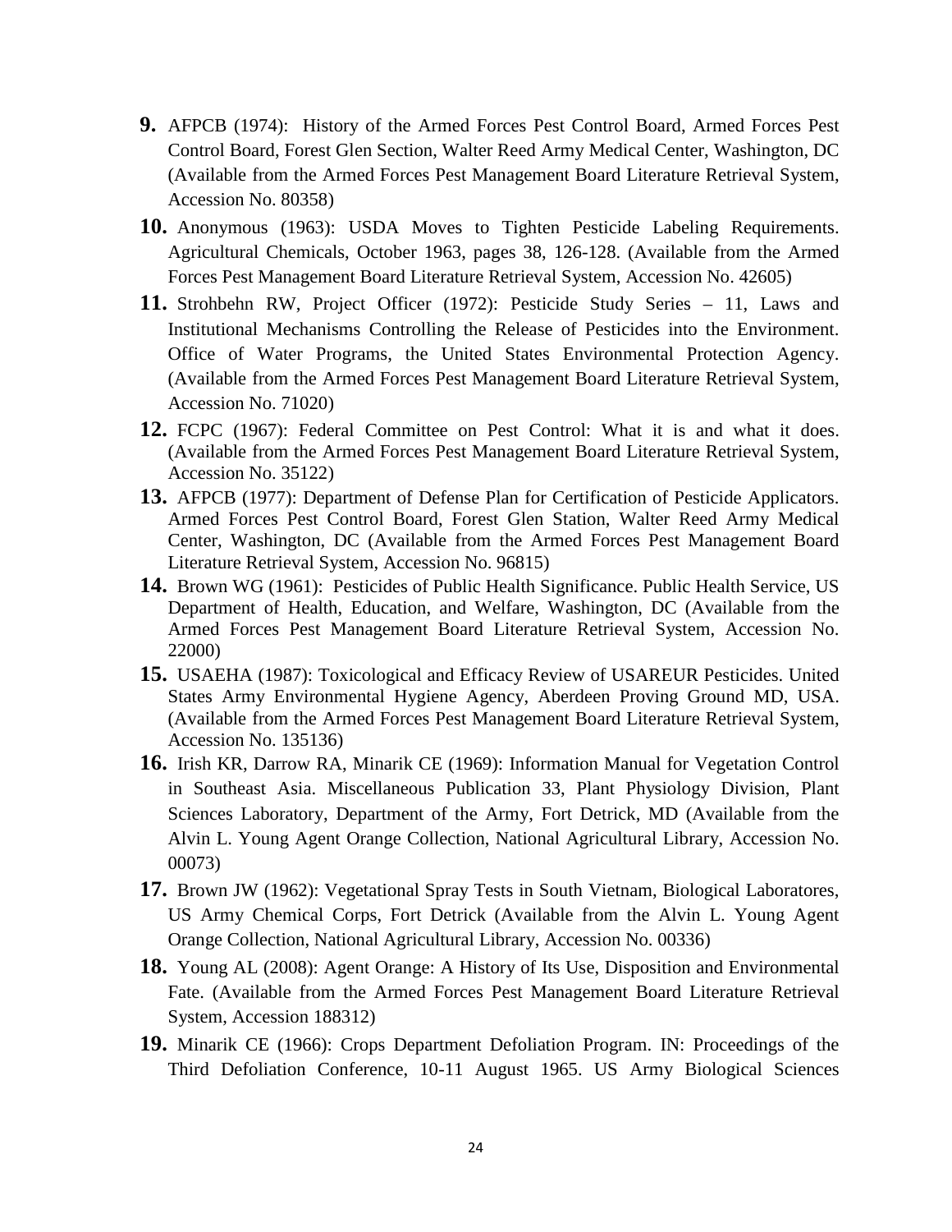**9.** AFPCB (1974): History of the Armed Forces Pest Control Board, Armed Forces Pest Control Board, Forest Glen Section, Walter Reed Army Medical Center, Washington, DC (Available from the Armed Forces Pest Management Board Literature Retrieval System, Accession No. 80358)

**10.** Anonymous (1963): USDA Moves to Tighten Pesticide Labeling Requirements. Agricultural Chemicals, October 1963, pages 38, 126-128. (Available from the Armed Forces Pest Management Board Literature Retrieval System, Accession No. 42605)

**11.** Strohbehn RW, Project Officer (1972): Pesticide Study Series – 11, Laws and Institutional Mechanisms Controlling the Release of Pesticides into the Environment. Office of Water Programs, the United States Environmental Protection Agency. (Available from the Armed Forces Pest Management Board Literature Retrieval System, Accession No. 71020)

**12.** FCPC (1967): Federal Committee on Pest Control: What it is and what it does. (Available from the Armed Forces Pest Management Board Literature Retrieval System, Accession No. 35122)

**13.** AFPCB (1977): Department of Defense Plan for Certification of Pesticide Applicators. Armed Forces Pest Control Board, Forest Glen Station, Walter Reed Army Medical Center, Washington, DC (Available from the Armed Forces Pest Management Board Literature Retrieval System, Accession No. 96815)

**14.** Brown WG (1961): Pesticides of Public Health Significance. Public Health Service, US Department of Health, Education, and Welfare, Washington, DC (Available from the Armed Forces Pest Management Board Literature Retrieval System, Accession No. 22000)

**15.** USAEHA (1987): Toxicological and Efficacy Review of USAREUR Pesticides. United States Army Environmental Hygiene Agency, Aberdeen Proving Ground MD, USA. (Available from the Armed Forces Pest Management Board Literature Retrieval System, Accession No. 135136)

**16.** Irish KR, Darrow RA, Minarik CE (1969): Information Manual for Vegetation Control in Southeast Asia. Miscellaneous Publication 33, Plant Physiology Division, Plant Sciences Laboratory, Department of the Army, Fort Detrick, MD (Available from the Alvin L. Young Agent Orange Collection, National Agricultural Library, Accession No. 00073)

**17.** Brown JW (1962): Vegetational Spray Tests in South Vietnam, Biological Laboratores, US Army Chemical Corps, Fort Detrick (Available from the Alvin L. Young Agent Orange Collection, National Agricultural Library, Accession No. 00336)

**18.** Young AL (2008): Agent Orange: A History of Its Use, Disposition and Environmental Fate. (Available from the Armed Forces Pest Management Board Literature Retrieval System, Accession 188312)

**19.** Minarik CE (1966): Crops Department Defoliation Program. IN: Proceedings of the Third Defoliation Conference, 10-11 August 1965. US Army Biological Sciences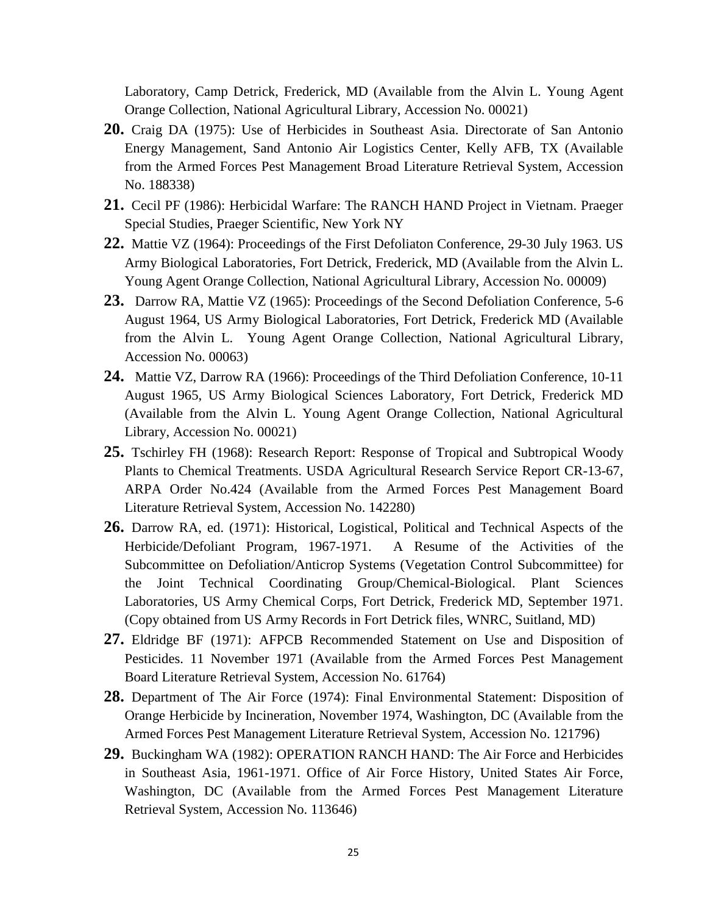Laboratory, Camp Detrick, Frederick, MD (Available from the Alvin L. Young Agent Orange Collection, National Agricultural Library, Accession No. 00021)

**20.** Craig DA (1975): Use of Herbicides in Southeast Asia. Directorate of San Antonio Energy Management, Sand Antonio Air Logistics Center, Kelly AFB, TX (Available from the Armed Forces Pest Management Broad Literature Retrieval System, Accession No. 188338)

**21.** Cecil PF (1986): Herbicidal Warfare: The RANCH HAND Project in Vietnam. Praeger Special Studies, Praeger Scientific, New York NY

**22.** Mattie VZ (1964): Proceedings of the First Defoliaton Conference, 29-30 July 1963. US Army Biological Laboratories, Fort Detrick, Frederick, MD (Available from the Alvin L. Young Agent Orange Collection, National Agricultural Library, Accession No. 00009)

**23.** Darrow RA, Mattie VZ (1965): Proceedings of the Second Defoliation Conference, 5-6 August 1964, US Army Biological Laboratories, Fort Detrick, Frederick MD (Available from the Alvin L. Young Agent Orange Collection, National Agricultural Library, Accession No. 00063)

**24.** Mattie VZ, Darrow RA (1966): Proceedings of the Third Defoliation Conference, 10-11 August 1965, US Army Biological Sciences Laboratory, Fort Detrick, Frederick MD (Available from the Alvin L. Young Agent Orange Collection, National Agricultural Library, Accession No. 00021)

**25.** Tschirley FH (1968): Research Report: Response of Tropical and Subtropical Woody Plants to Chemical Treatments. USDA Agricultural Research Service Report CR-13-67, ARPA Order No.424 (Available from the Armed Forces Pest Management Board Literature Retrieval System, Accession No. 142280)

**26.** Darrow RA, ed. (1971): Historical, Logistical, Political and Technical Aspects of the Herbicide/Defoliant Program, 1967-1971. A Resume of the Activities of the Subcommittee on Defoliation/Anticrop Systems (Vegetation Control Subcommittee) for the Joint Technical Coordinating Group/Chemical-Biological. Plant Sciences Laboratories, US Army Chemical Corps, Fort Detrick, Frederick MD, September 1971. (Copy obtained from US Army Records in Fort Detrick files, WNRC, Suitland, MD)

**27.** Eldridge BF (1971): AFPCB Recommended Statement on Use and Disposition of Pesticides. 11 November 1971 (Available from the Armed Forces Pest Management Board Literature Retrieval System, Accession No. 61764)

**28.** Department of The Air Force (1974): Final Environmental Statement: Disposition of Orange Herbicide by Incineration, November 1974, Washington, DC (Available from the Armed Forces Pest Management Literature Retrieval System, Accession No. 121796)

**29.** Buckingham WA (1982): OPERATION RANCH HAND: The Air Force and Herbicides in Southeast Asia, 1961-1971. Office of Air Force History, United States Air Force, Washington, DC (Available from the Armed Forces Pest Management Literature Retrieval System, Accession No. 113646)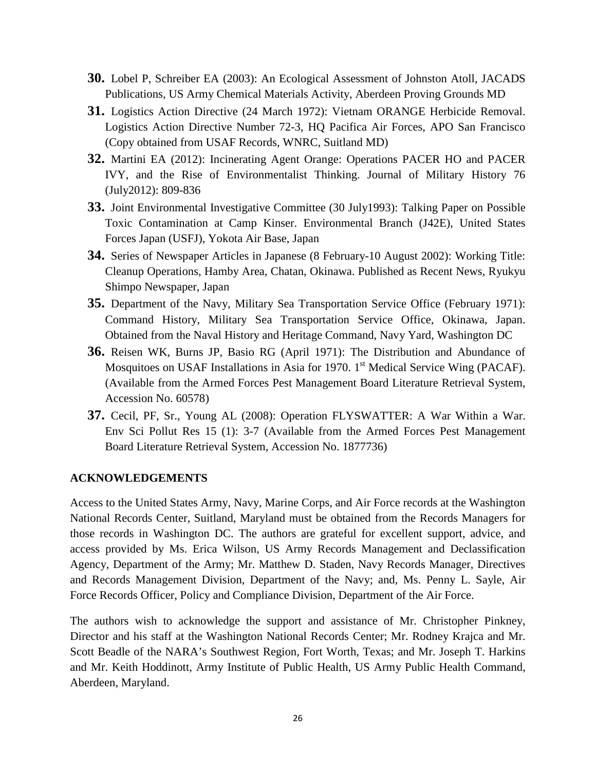**30.** Lobel P, Schreiber EA (2003): An Ecological Assessment of Johnston Atoll, JACADS Publications, US Army Chemical Materials Activity, Aberdeen Proving Grounds MD

**31.** Logistics Action Directive (24 March 1972): Vietnam ORANGE Herbicide Removal. Logistics Action Directive Number 72-3, HQ Pacifica Air Forces, APO San Francisco (Copy obtained from USAF Records, WNRC, Suitland MD)

**32.** Martini EA (2012): Incinerating Agent Orange: Operations PACER HO and PACER IVY, and the Rise of Environmentalist Thinking. Journal of Military History 76 (July2012): 809-836

**33.** Joint Environmental Investigative Committee (30 July1993): Talking Paper on Possible Toxic Contamination at Camp Kinser. Environmental Branch (J42E), United States Forces Japan (USFJ), Yokota Air Base, Japan

**34.** Series of Newspaper Articles in Japanese (8 February-10 August 2002): Working Title: Cleanup Operations, Hamby Area, Chatan, Okinawa. Published as Recent News, Ryukyu Shimpo Newspaper, Japan

**35.** Department of the Navy, Military Sea Transportation Service Office (February 1971): Command History, Military Sea Transportation Service Office, Okinawa, Japan. Obtained from the Naval History and Heritage Command, Navy Yard, Washington DC

**36.** Reisen WK, Burns JP, Basio RG (April 1971): The Distribution and Abundance of Mosquitoes on USAF Installations in Asia for 1970. 1st Medical Service Wing (PACAF). (Available from the Armed Forces Pest Management Board Literature Retrieval System, Accession No. 60578)

**37.** Cecil, PF, Sr., Young AL (2008): Operation FLYSWATTER: A War Within a War. Env Sci Pollut Res 15 (1): 3-7 (Available from the Armed Forces Pest Management Board Literature Retrieval System, Accession No. 1877736)

## ACKNOWLEDGEMENTS

Access to the United States Army, Navy, Marine Corps, and Air Force records at the Washington National Records Center, Suitland, Maryland must be obtained from the Records Managers for those records in Washington DC. The authors are grateful for excellent support, advice, and access provided by Ms. Erica Wilson, US Army Records Management and Declassification Agency, Department of the Army; Mr. Matthew D. Staden, Navy Records Manager, Directives and Records Management Division, Department of the Navy; and, Ms. Penny L. Sayle, Air Force Records Officer, Policy and Compliance Division, Department of the Air Force.

The authors wish to acknowledge the support and assistance of Mr. Christopher Pinkney, Director and his staff at the Washington National Records Center; Mr. Rodney Krajca and Mr. Scott Beadle of the NARA's Southwest Region, Fort Worth, Texas; and Mr. Joseph T. Harkins and Mr. Keith Hoddinott, Army Institute of Public Health, US Army Public Health Command, Aberdeen, Maryland.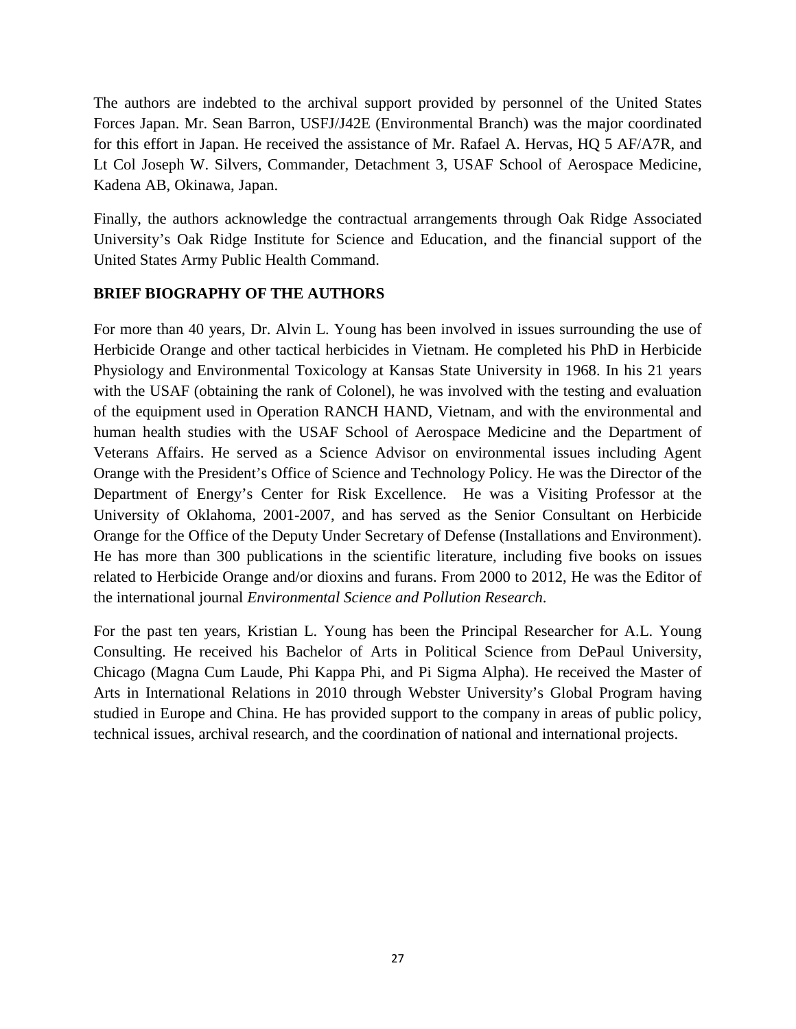The authors are indebted to the archival support provided by personnel of the United States Forces Japan. Mr. Sean Barron, USFJ/J42E (Environmental Branch) was the major coordinated for this effort in Japan. He received the assistance of Mr. Rafael A. Hervas, HQ 5 AF/A7R, and Lt Col Joseph W. Silvers, Commander, Detachment 3, USAF School of Aerospace Medicine, Kadena AB, Okinawa, Japan.

Finally, the authors acknowledge the contractual arrangements through Oak Ridge Associated University's Oak Ridge Institute for Science and Education, and the financial support of the United States Army Public Health Command.

## BRIEF BIOGRAPHY OF THE AUTHORS

For more than 40 years, Dr. Alvin L. Young has been involved in issues surrounding the use of Herbicide Orange and other tactical herbicides in Vietnam. He completed his PhD in Herbicide Physiology and Environmental Toxicology at Kansas State University in 1968. In his 21 years with the USAF (obtaining the rank of Colonel), he was involved with the testing and evaluation of the equipment used in Operation RANCH HAND, Vietnam, and with the environmental and human health studies with the USAF School of Aerospace Medicine and the Department of Veterans Affairs. He served as a Science Advisor on environmental issues including Agent Orange with the President's Office of Science and Technology Policy. He was the Director of the Department of Energy's Center for Risk Excellence. He was a Visiting Professor at the University of Oklahoma, 2001-2007, and has served as the Senior Consultant on Herbicide Orange for the Office of the Deputy Under Secretary of Defense (Installations and Environment). He has more than 300 publications in the scientific literature, including five books on issues related to Herbicide Orange and/or dioxins and furans. From 2000 to 2012, He was the Editor of the international journal *Environmental Science and Pollution Research*.

For the past ten years, Kristian L. Young has been the Principal Researcher for A.L. Young Consulting. He received his Bachelor of Arts in Political Science from DePaul University, Chicago (Magna Cum Laude, Phi Kappa Phi, and Pi Sigma Alpha). He received the Master of Arts in International Relations in 2010 through Webster University's Global Program having studied in Europe and China. He has provided support to the company in areas of public policy, technical issues, archival research, and the coordination of national and international projects.